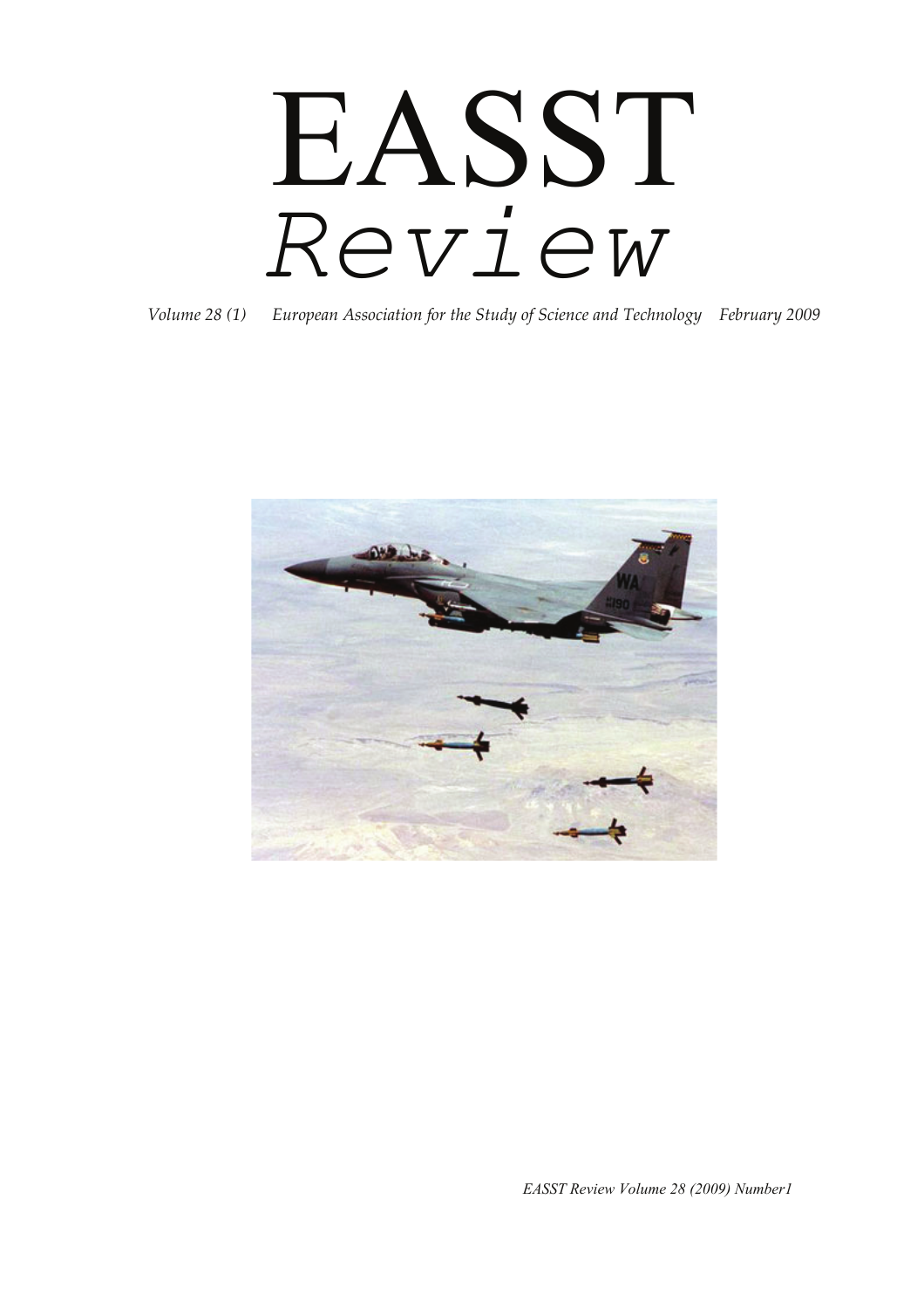# EASST

# *Review*

*Volume 28 (1) European Association for the Study of Science and Technology February 2009*

*EASST Review Volume 28 (2009) Number1*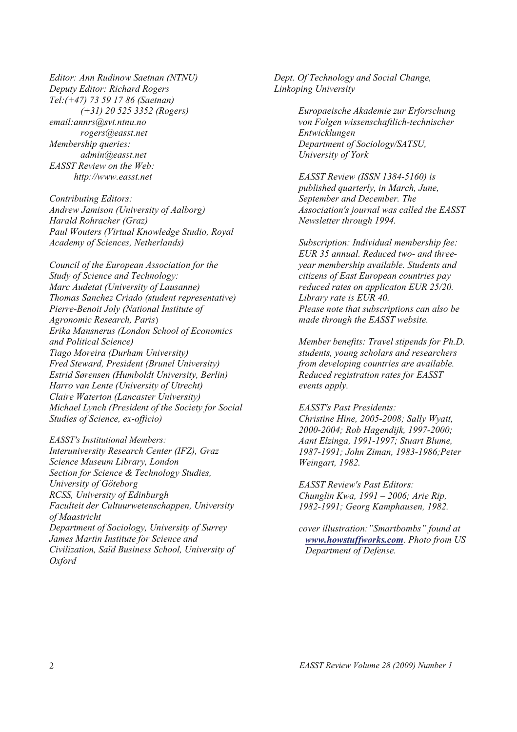*Editor: Ann Rudinow Saetnan (NTNU)*
*Deputy Editor: Richard Rogers*
*Tel:(+47) 73 59 17 86 (Saetnan)*
*(+31) 20 525 3352 (Rogers)*
*email:annrs@svt.ntnu.no*
*rogers@easst.net*
*Membership queries:*
*admin@easst.net*
*EASST Review on the Web:*
*http://www.easst.net*

*Contributing Editors:*
*Andrew Jamison (University of Aalborg)*
*Harald Rohracher (Graz)*
*Paul Wouters (Virtual Knowledge Studio, Royal Academy of Sciences, Netherlands)*

*Council of the European Association for the Study of Science and Technology:*
*Marc Audetat (University of Lausanne)*
*Thomas Sanchez Criado (student representative)*
*Pierre-Benoit Joly (National Institute of Agronomic Research, Paris)*
*Erika Mansnerus (London School of Economics and Political Science)*
*Tiago Moreira (Durham University)*
*Fred Steward, President (Brunel University)*
*Estrid Sørensen (Humboldt University, Berlin)*
*Harro van Lente (University of Utrecht)*
*Claire Waterton (Lancaster University)*
*Michael Lynch (President of the Society for Social Studies of Science, ex-officio)*

*EASST's Institutional Members:*
*Interuniversity Research Center (IFZ), Graz*
*Science Museum Library, London*
*Section for Science & Technology Studies, University of Göteborg*
*RCSS, University of Edinburgh*
*Faculteit der Cultuurwetenschappen, University of Maastricht*
*Department of Sociology, University of Surrey*
*James Martin Institute for Science and Civilization, Saïd Business School, University of Oxford*
*Dept. Of Technology and Social Change, Linkoping University*

*Europaeische Akademie zur Erforschung von Folgen wissenschaftlich-technischer Entwicklungen*
*Department of Sociology/SATSU, University of York*

*EASST Review (ISSN 1384-5160) is published quarterly, in March, June, September and December. The Association's journal was called the EASST Newsletter through 1994.*

*Subscription: Individual membership fee: EUR 35 annual. Reduced two- and three-year membership available. Students and citizens of East European countries pay reduced rates on applicaton EUR 25/20. Library rate is EUR 40.*
*Please note that subscriptions can also be made through the EASST website.*

*Member benefits: Travel stipends for Ph.D. students, young scholars and researchers from developing countries are available. Reduced registration rates for EASST events apply.*

*EASST's Past Presidents:*
*Christine Hine, 2005-2008; Sally Wyatt, 2000-2004; Rob Hagendijk, 1997-2000; Aant Elzinga, 1991-1997; Stuart Blume, 1987-1991; John Ziman, 1983-1986;Peter Weingart, 1982.*

*EASST Review's Past Editors:*
*Chunglin Kwa, 1991 – 2006; Arie Rip, 1982-1991; Georg Kamphausen, 1982.*

*cover illustration:"Smartbombs" found at* ***www.howstuffworks.com****. Photo from US Department of Defense.*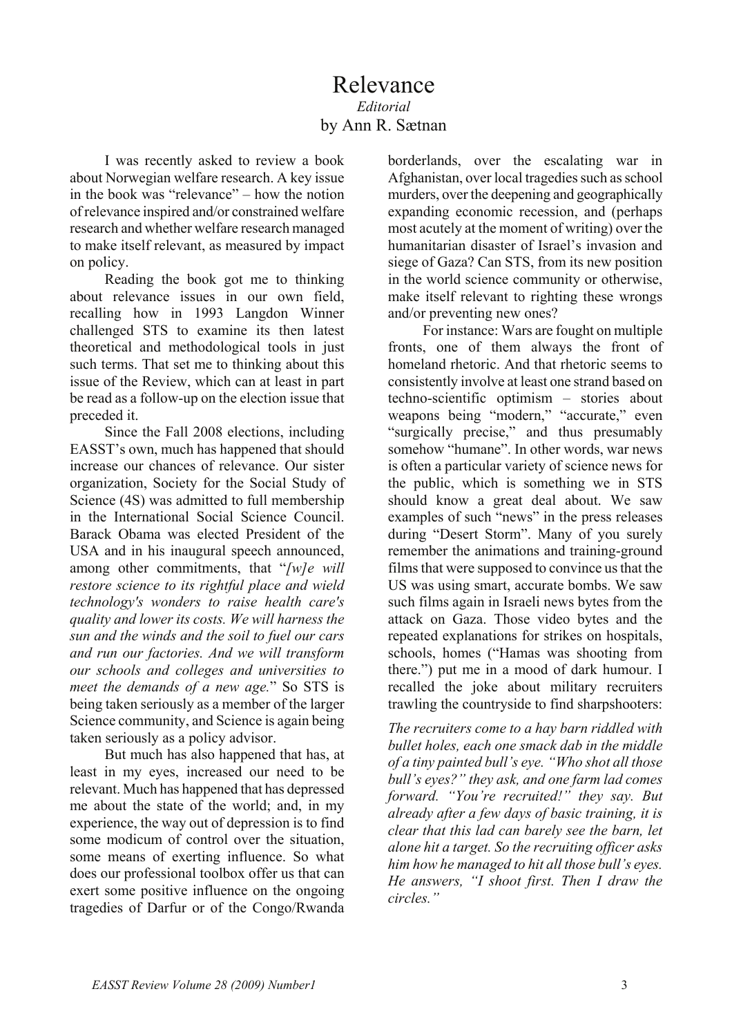# Relevance

*Editorial*

by Ann R. Sætnan

I was recently asked to review a book about Norwegian welfare research. A key issue in the book was "relevance" – how the notion of relevance inspired and/or constrained welfare research and whether welfare research managed to make itself relevant, as measured by impact on policy.

Reading the book got me to thinking about relevance issues in our own field, recalling how in 1993 Langdon Winner challenged STS to examine its then latest theoretical and methodological tools in just such terms. That set me to thinking about this issue of the Review, which can at least in part be read as a follow-up on the election issue that preceded it.

Since the Fall 2008 elections, including EASST's own, much has happened that should increase our chances of relevance. Our sister organization, Society for the Social Study of Science (4S) was admitted to full membership in the International Social Science Council. Barack Obama was elected President of the USA and in his inaugural speech announced, among other commitments, that "*[w]e will restore science to its rightful place and wield technology's wonders to raise health care's quality and lower its costs. We will harness the sun and the winds and the soil to fuel our cars and run our factories. And we will transform our schools and colleges and universities to meet the demands of a new age.*" So STS is being taken seriously as a member of the larger Science community, and Science is again being taken seriously as a policy advisor.

But much has also happened that has, at least in my eyes, increased our need to be relevant. Much has happened that has depressed me about the state of the world; and, in my experience, the way out of depression is to find some modicum of control over the situation, some means of exerting influence. So what does our professional toolbox offer us that can exert some positive influence on the ongoing tragedies of Darfur or of the Congo/Rwanda borderlands, over the escalating war in Afghanistan, over local tragedies such as school murders, over the deepening and geographically expanding economic recession, and (perhaps most acutely at the moment of writing) over the humanitarian disaster of Israel's invasion and siege of Gaza? Can STS, from its new position in the world science community or otherwise, make itself relevant to righting these wrongs and/or preventing new ones?

For instance: Wars are fought on multiple fronts, one of them always the front of homeland rhetoric. And that rhetoric seems to consistently involve at least one strand based on techno-scientific optimism – stories about weapons being "modern," "accurate," even "surgically precise," and thus presumably somehow "humane". In other words, war news is often a particular variety of science news for the public, which is something we in STS should know a great deal about. We saw examples of such "news" in the press releases during "Desert Storm". Many of you surely remember the animations and training-ground films that were supposed to convince us that the US was using smart, accurate bombs. We saw such films again in Israeli news bytes from the attack on Gaza. Those video bytes and the repeated explanations for strikes on hospitals, schools, homes ("Hamas was shooting from there.") put me in a mood of dark humour. I recalled the joke about military recruiters trawling the countryside to find sharpshooters:

*The recruiters come to a hay barn riddled with bullet holes, each one smack dab in the middle of a tiny painted bull's eye. "Who shot all those bull's eyes?" they ask, and one farm lad comes forward. "You're recruited!" they say. But already after a few days of basic training, it is clear that this lad can barely see the barn, let alone hit a target. So the recruiting officer asks him how he managed to hit all those bull's eyes. He answers, "I shoot first. Then I draw the circles."*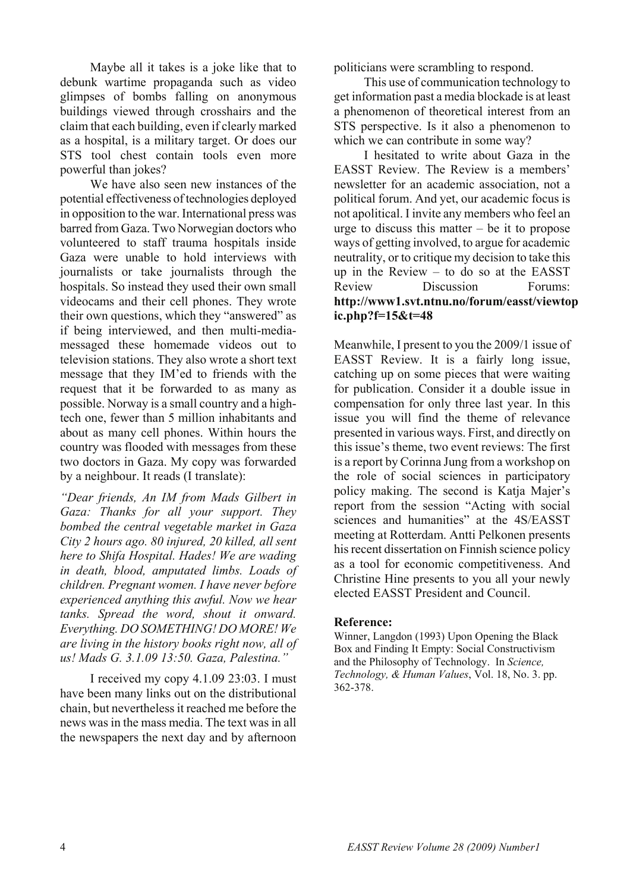Maybe all it takes is a joke like that to debunk wartime propaganda such as video glimpses of bombs falling on anonymous buildings viewed through crosshairs and the claim that each building, even if clearly marked as a hospital, is a military target. Or does our STS tool chest contain tools even more powerful than jokes?

We have also seen new instances of the potential effectiveness of technologies deployed in opposition to the war. International press was barred from Gaza. Two Norwegian doctors who volunteered to staff trauma hospitals inside Gaza were unable to hold interviews with journalists or take journalists through the hospitals. So instead they used their own small videocams and their cell phones. They wrote their own questions, which they "answered" as if being interviewed, and then multi-media-messaged these homemade videos out to television stations. They also wrote a short text message that they IM'ed to friends with the request that it be forwarded to as many as possible. Norway is a small country and a high-tech one, fewer than 5 million inhabitants and about as many cell phones. Within hours the country was flooded with messages from these two doctors in Gaza. My copy was forwarded by a neighbour. It reads (I translate):

*"Dear friends, An IM from Mads Gilbert in Gaza: Thanks for all your support. They bombed the central vegetable market in Gaza City 2 hours ago. 80 injured, 20 killed, all sent here to Shifa Hospital. Hades! We are wading in death, blood, amputated limbs. Loads of children. Pregnant women. I have never before experienced anything this awful. Now we hear tanks. Spread the word, shout it onward. Everything. DO SOMETHING! DO MORE! We are living in the history books right now, all of us! Mads G. 3.1.09 13:50. Gaza, Palestina."*

I received my copy 4.1.09 23:03. I must have been many links out on the distributional chain, but nevertheless it reached me before the news was in the mass media. The text was in all the newspapers the next day and by afternoon politicians were scrambling to respond.

This use of communication technology to get information past a media blockade is at least a phenomenon of theoretical interest from an STS perspective. Is it also a phenomenon to which we can contribute in some way?

I hesitated to write about Gaza in the EASST Review. The Review is a members' newsletter for an academic association, not a political forum. And yet, our academic focus is not apolitical. I invite any members who feel an urge to discuss this matter – be it to propose ways of getting involved, to argue for academic neutrality, or to critique my decision to take this up in the Review – to do so at the EASST Review Discussion Forums: **http://www1.svt.ntnu.no/forum/easst/viewtopic.php?f=15&t=48**

Meanwhile, I present to you the 2009/1 issue of EASST Review. It is a fairly long issue, catching up on some pieces that were waiting for publication. Consider it a double issue in compensation for only three last year. In this issue you will find the theme of relevance presented in various ways. First, and directly on this issue's theme, two event reviews: The first is a report by Corinna Jung from a workshop on the role of social sciences in participatory policy making. The second is Katja Majer's report from the session "Acting with social sciences and humanities" at the 4S/EASST meeting at Rotterdam. Antti Pelkonen presents his recent dissertation on Finnish science policy as a tool for economic competitiveness. And Christine Hine presents to you all your newly elected EASST President and Council.

**Reference:**

Winner, Langdon (1993) Upon Opening the Black Box and Finding It Empty: Social Constructivism and the Philosophy of Technology. In *Science, Technology, & Human Values*, Vol. 18, No. 3. pp. 362-378.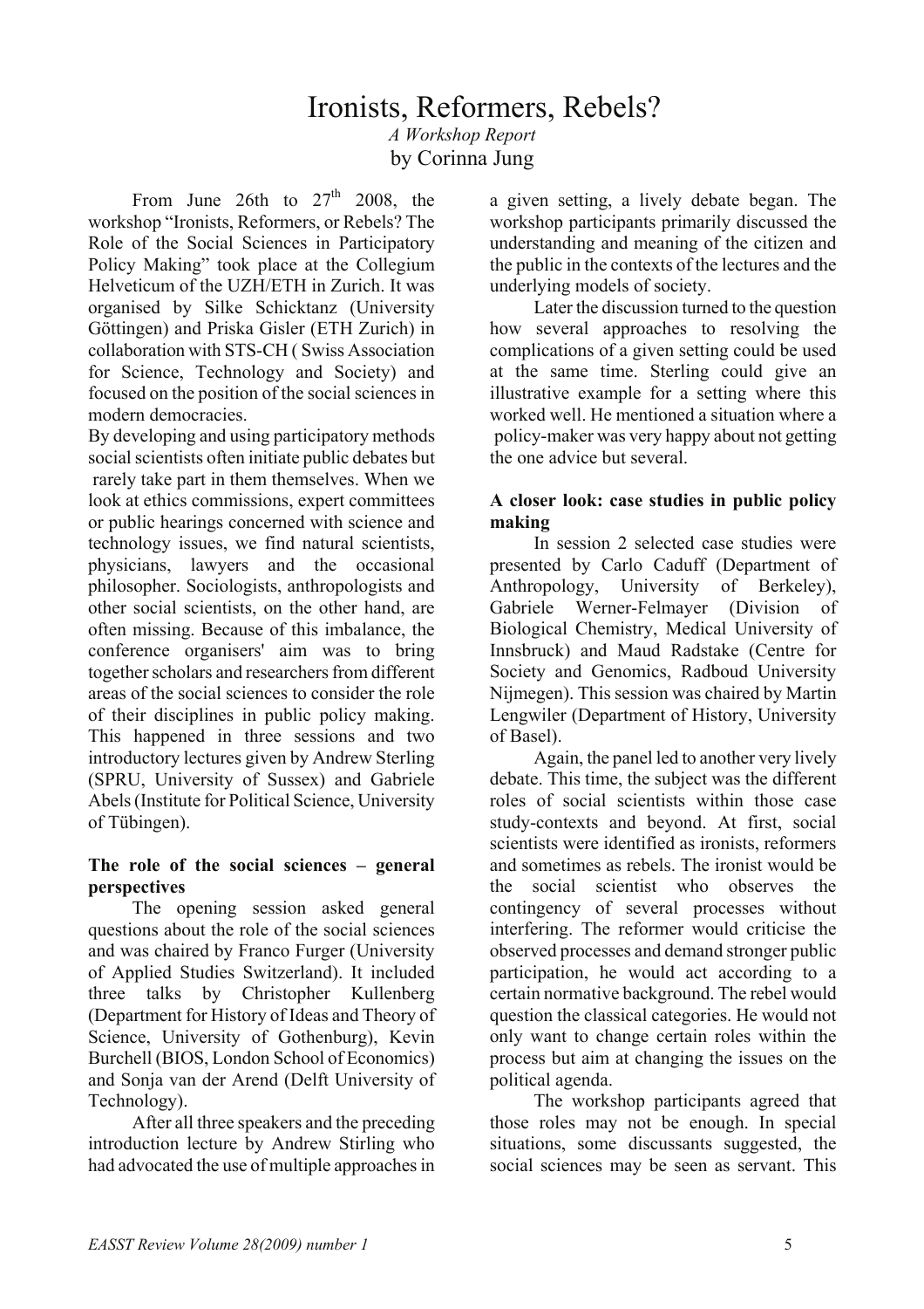# Ironists, Reformers, Rebels?

*A Workshop Report*

by Corinna Jung

From June 26th to 27th 2008, the workshop "Ironists, Reformers, or Rebels? The Role of the Social Sciences in Participatory Policy Making" took place at the Collegium Helveticum of the UZH/ETH in Zurich. It was organised by Silke Schicktanz (University Göttingen) and Priska Gisler (ETH Zurich) in collaboration with STS-CH ( Swiss Association for Science, Technology and Society) and focused on the position of the social sciences in modern democracies.

By developing and using participatory methods social scientists often initiate public debates but rarely take part in them themselves. When we look at ethics commissions, expert committees or public hearings concerned with science and technology issues, we find natural scientists, physicians, lawyers and the occasional philosopher. Sociologists, anthropologists and other social scientists, on the other hand, are often missing. Because of this imbalance, the conference organisers' aim was to bring together scholars and researchers from different areas of the social sciences to consider the role of their disciplines in public policy making. This happened in three sessions and two introductory lectures given by Andrew Sterling (SPRU, University of Sussex) and Gabriele Abels (Institute for Political Science, University of Tübingen).

**The role of the social sciences – general perspectives**

The opening session asked general questions about the role of the social sciences and was chaired by Franco Furger (University of Applied Studies Switzerland). It included three talks by Christopher Kullenberg (Department for History of Ideas and Theory of Science, University of Gothenburg), Kevin Burchell (BIOS, London School of Economics) and Sonja van der Arend (Delft University of Technology).

After all three speakers and the preceding introduction lecture by Andrew Stirling who had advocated the use of multiple approaches in a given setting, a lively debate began. The workshop participants primarily discussed the understanding and meaning of the citizen and the public in the contexts of the lectures and the underlying models of society.

Later the discussion turned to the question how several approaches to resolving the complications of a given setting could be used at the same time. Sterling could give an illustrative example for a setting where this worked well. He mentioned a situation where a policy-maker was very happy about not getting the one advice but several.

**A closer look: case studies in public policy making**

In session 2 selected case studies were presented by Carlo Caduff (Department of Anthropology, University of Berkeley), Gabriele Werner-Felmayer (Division of Biological Chemistry, Medical University of Innsbruck) and Maud Radstake (Centre for Society and Genomics, Radboud University Nijmegen). This session was chaired by Martin Lengwiler (Department of History, University of Basel).

Again, the panel led to another very lively debate. This time, the subject was the different roles of social scientists within those case study-contexts and beyond. At first, social scientists were identified as ironists, reformers and sometimes as rebels. The ironist would be the social scientist who observes the contingency of several processes without interfering. The reformer would criticise the observed processes and demand stronger public participation, he would act according to a certain normative background. The rebel would question the classical categories. He would not only want to change certain roles within the process but aim at changing the issues on the political agenda.

The workshop participants agreed that those roles may not be enough. In special situations, some discussants suggested, the social sciences may be seen as servant. This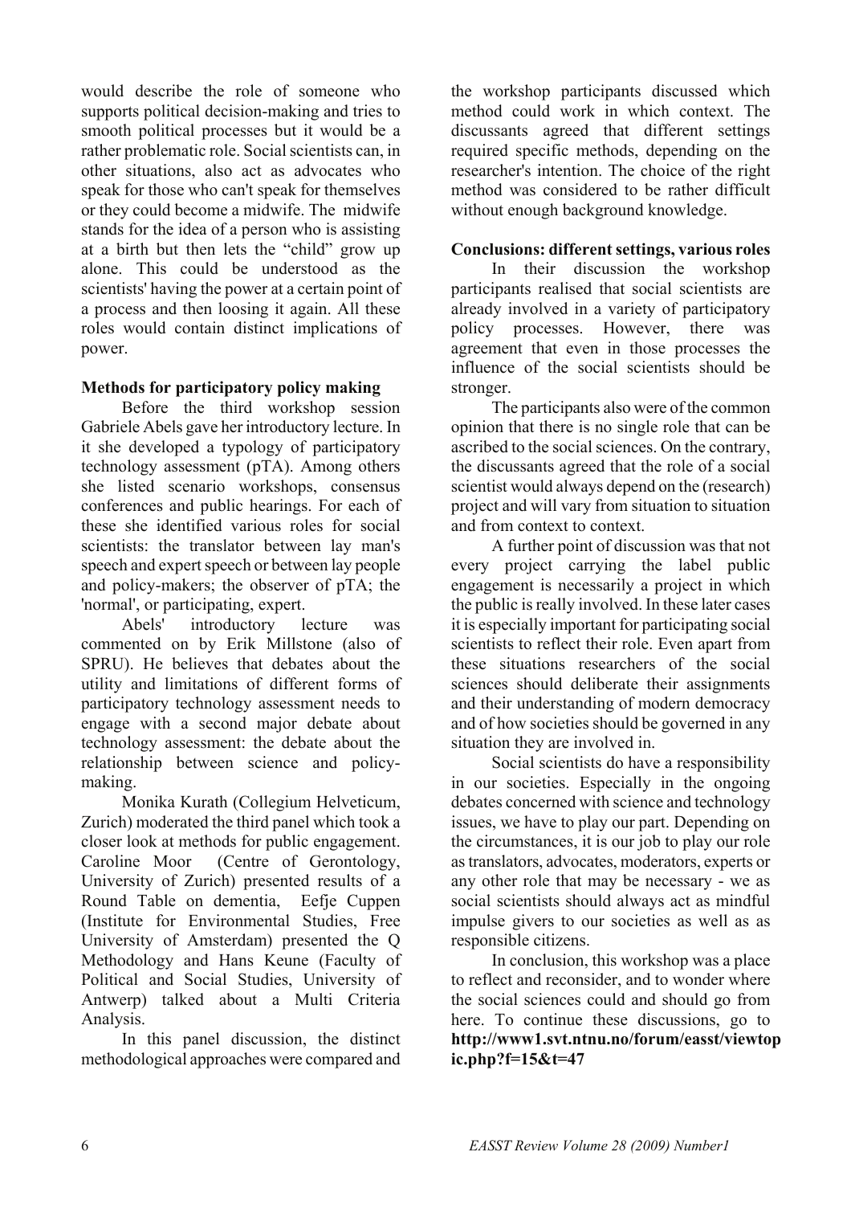would describe the role of someone who supports political decision-making and tries to smooth political processes but it would be a rather problematic role. Social scientists can, in other situations, also act as advocates who speak for those who can't speak for themselves or they could become a midwife. The midwife stands for the idea of a person who is assisting at a birth but then lets the "child" grow up alone. This could be understood as the scientists' having the power at a certain point of a process and then loosing it again. All these roles would contain distinct implications of power.

**Methods for participatory policy making**

Before the third workshop session Gabriele Abels gave her introductory lecture. In it she developed a typology of participatory technology assessment (pTA). Among others she listed scenario workshops, consensus conferences and public hearings. For each of these she identified various roles for social scientists: the translator between lay man's speech and expert speech or between lay people and policy-makers; the observer of pTA; the 'normal', or participating, expert.

Abels' introductory lecture was commented on by Erik Millstone (also of SPRU). He believes that debates about the utility and limitations of different forms of participatory technology assessment needs to engage with a second major debate about technology assessment: the debate about the relationship between science and policy-making.

Monika Kurath (Collegium Helveticum, Zurich) moderated the third panel which took a closer look at methods for public engagement. Caroline Moor (Centre of Gerontology, University of Zurich) presented results of a Round Table on dementia, Eefje Cuppen (Institute for Environmental Studies, Free University of Amsterdam) presented the Q Methodology and Hans Keune (Faculty of Political and Social Studies, University of Antwerp) talked about a Multi Criteria Analysis.

In this panel discussion, the distinct methodological approaches were compared and the workshop participants discussed which method could work in which context. The discussants agreed that different settings required specific methods, depending on the researcher's intention. The choice of the right method was considered to be rather difficult without enough background knowledge.

**Conclusions: different settings, various roles**

In their discussion the workshop participants realised that social scientists are already involved in a variety of participatory policy processes. However, there was agreement that even in those processes the influence of the social scientists should be stronger.

The participants also were of the common opinion that there is no single role that can be ascribed to the social sciences. On the contrary, the discussants agreed that the role of a social scientist would always depend on the (research) project and will vary from situation to situation and from context to context.

A further point of discussion was that not every project carrying the label public engagement is necessarily a project in which the public is really involved. In these later cases it is especially important for participating social scientists to reflect their role. Even apart from these situations researchers of the social sciences should deliberate their assignments and their understanding of modern democracy and of how societies should be governed in any situation they are involved in.

Social scientists do have a responsibility in our societies. Especially in the ongoing debates concerned with science and technology issues, we have to play our part. Depending on the circumstances, it is our job to play our role as translators, advocates, moderators, experts or any other role that may be necessary - we as social scientists should always act as mindful impulse givers to our societies as well as as responsible citizens.

In conclusion, this workshop was a place to reflect and reconsider, and to wonder where the social sciences could and should go from here. To continue these discussions, go to **http://www1.svt.ntnu.no/forum/easst/viewtopic.php?f=15&t=47**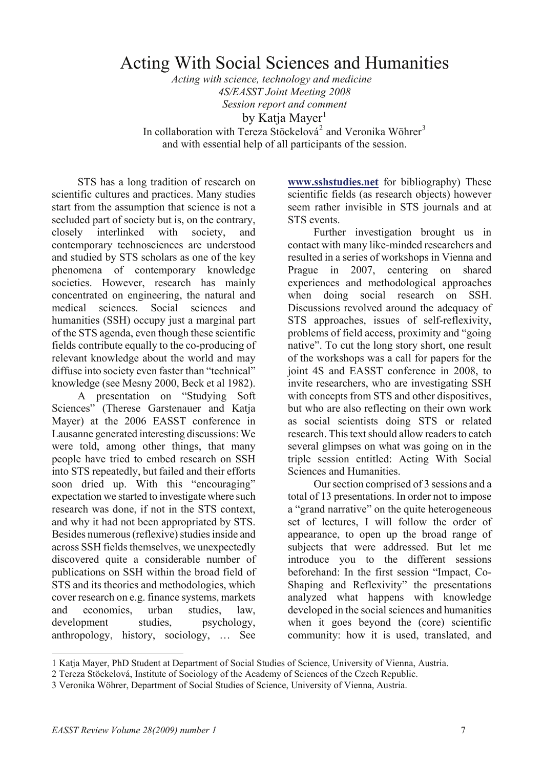# Acting With Social Sciences and Humanities

*Acting with science, technology and medicine*
*4S/EASST Joint Meeting 2008*
*Session report and comment*

by Katja Mayer[1]

In collaboration with Tereza Stöckelová[2] and Veronika Wöhrer[3]
and with essential help of all participants of the session.

STS has a long tradition of research on scientific cultures and practices. Many studies start from the assumption that science is not a secluded part of society but is, on the contrary, closely interlinked with society, and contemporary technosciences are understood and studied by STS scholars as one of the key phenomena of contemporary knowledge societies. However, research has mainly concentrated on engineering, the natural and medical sciences. Social sciences and humanities (SSH) occupy just a marginal part of the STS agenda, even though these scientific fields contribute equally to the co-producing of relevant knowledge about the world and may diffuse into society even faster than "technical" knowledge (see Mesny 2000, Beck et al 1982).

A presentation on "Studying Soft Sciences" (Therese Garstenauer and Katja Mayer) at the 2006 EASST conference in Lausanne generated interesting discussions: We were told, among other things, that many people have tried to embed research on SSH into STS repeatedly, but failed and their efforts soon dried up. With this "encouraging" expectation we started to investigate where such research was done, if not in the STS context, and why it had not been appropriated by STS. Besides numerous (reflexive) studies inside and across SSH fields themselves, we unexpectedly discovered quite a considerable number of publications on SSH within the broad field of STS and its theories and methodologies, which cover research on e.g. finance systems, markets and economies, urban studies, law, development studies, psychology, anthropology, history, sociology, … See **www.sshstudies.net** for bibliography) These scientific fields (as research objects) however seem rather invisible in STS journals and at STS events.

Further investigation brought us in contact with many like-minded researchers and resulted in a series of workshops in Vienna and Prague in 2007, centering on shared experiences and methodological approaches when doing social research on SSH. Discussions revolved around the adequacy of STS approaches, issues of self-reflexivity, problems of field access, proximity and "going native". To cut the long story short, one result of the workshops was a call for papers for the joint 4S and EASST conference in 2008, to invite researchers, who are investigating SSH with concepts from STS and other dispositives, but who are also reflecting on their own work as social scientists doing STS or related research. This text should allow readers to catch several glimpses on what was going on in the triple session entitled: Acting With Social Sciences and Humanities.

Our section comprised of 3 sessions and a total of 13 presentations. In order not to impose a "grand narrative" on the quite heterogeneous set of lectures, I will follow the order of appearance, to open up the broad range of subjects that were addressed. But let me introduce you to the different sessions beforehand: In the first session "Impact, Co-Shaping and Reflexivity" the presentations analyzed what happens with knowledge developed in the social sciences and humanities when it goes beyond the (core) scientific community: how it is used, translated, and

---

1 Katja Mayer, PhD Student at Department of Social Studies of Science, University of Vienna, Austria.

2 Tereza Stöckelová, Institute of Sociology of the Academy of Sciences of the Czech Republic.

3 Veronika Wöhrer, Department of Social Studies of Science, University of Vienna, Austria.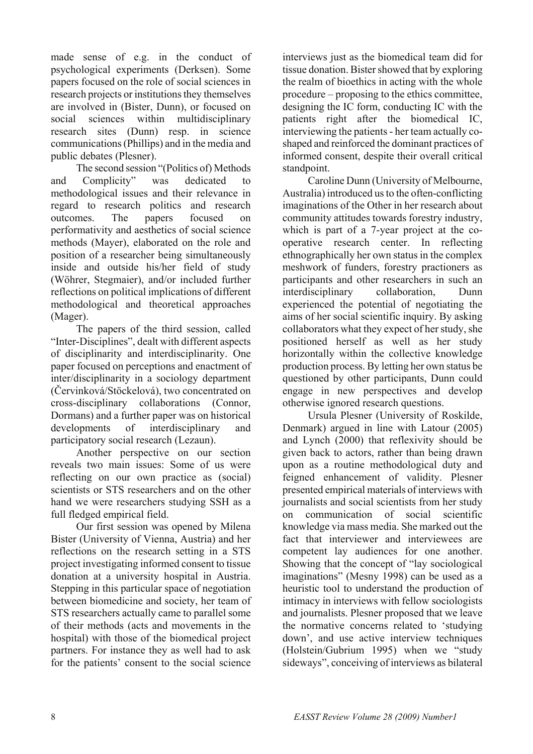made sense of e.g. in the conduct of psychological experiments (Derksen). Some papers focused on the role of social sciences in research projects or institutions they themselves are involved in (Bister, Dunn), or focused on social sciences within multidisciplinary research sites (Dunn) resp. in science communications (Phillips) and in the media and public debates (Plesner).

The second session "(Politics of) Methods and Complicity" was dedicated to methodological issues and their relevance in regard to research politics and research outcomes. The papers focused on performativity and aesthetics of social science methods (Mayer), elaborated on the role and position of a researcher being simultaneously inside and outside his/her field of study (Wöhrer, Stegmaier), and/or included further reflections on political implications of different methodological and theoretical approaches (Mager).

The papers of the third session, called "Inter-Disciplines", dealt with different aspects of disciplinarity and interdisciplinarity. One paper focused on perceptions and enactment of inter/disciplinarity in a sociology department (Červinková/Stöckelová), two concentrated on cross-disciplinary collaborations (Connor, Dormans) and a further paper was on historical developments of interdisciplinary and participatory social research (Lezaun).

Another perspective on our section reveals two main issues: Some of us were reflecting on our own practice as (social) scientists or STS researchers and on the other hand we were researchers studying SSH as a full fledged empirical field.

Our first session was opened by Milena Bister (University of Vienna, Austria) and her reflections on the research setting in a STS project investigating informed consent to tissue donation at a university hospital in Austria. Stepping in this particular space of negotiation between biomedicine and society, her team of STS researchers actually came to parallel some of their methods (acts and movements in the hospital) with those of the biomedical project partners. For instance they as well had to ask for the patients' consent to the social science interviews just as the biomedical team did for tissue donation. Bister showed that by exploring the realm of bioethics in acting with the whole procedure – proposing to the ethics committee, designing the IC form, conducting IC with the patients right after the biomedical IC, interviewing the patients - her team actually co-shaped and reinforced the dominant practices of informed consent, despite their overall critical standpoint.

Caroline Dunn (University of Melbourne, Australia) introduced us to the often-conflicting imaginations of the Other in her research about community attitudes towards forestry industry, which is part of a 7-year project at the co-operative research center. In reflecting ethnographically her own status in the complex meshwork of funders, forestry practioners as participants and other researchers in such an interdisciplinary collaboration, Dunn experienced the potential of negotiating the aims of her social scientific inquiry. By asking collaborators what they expect of her study, she positioned herself as well as her study horizontally within the collective knowledge production process. By letting her own status be questioned by other participants, Dunn could engage in new perspectives and develop otherwise ignored research questions.

Ursula Plesner (University of Roskilde, Denmark) argued in line with Latour (2005) and Lynch (2000) that reflexivity should be given back to actors, rather than being drawn upon as a routine methodological duty and feigned enhancement of validity. Plesner presented empirical materials of interviews with journalists and social scientists from her study on communication of social scientific knowledge via mass media. She marked out the fact that interviewer and interviewees are competent lay audiences for one another. Showing that the concept of "lay sociological imaginations" (Mesny 1998) can be used as a heuristic tool to understand the production of intimacy in interviews with fellow sociologists and journalists. Plesner proposed that we leave the normative concerns related to 'studying down', and use active interview techniques (Holstein/Gubrium 1995) when we "study sideways", conceiving of interviews as bilateral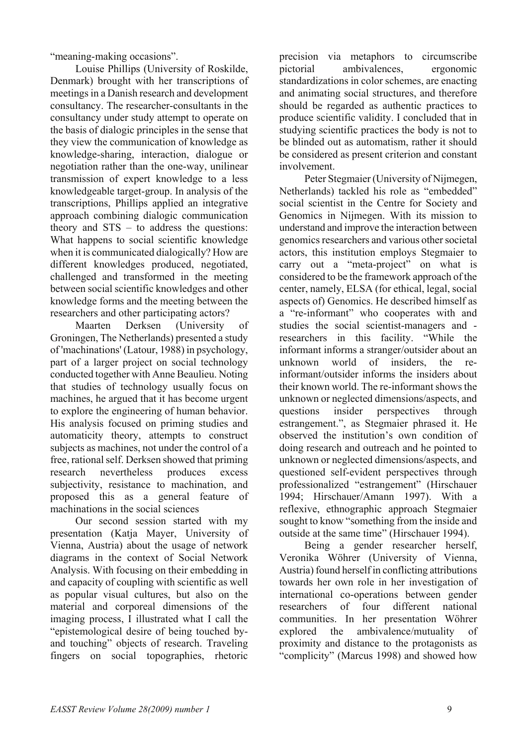"meaning-making occasions".

Louise Phillips (University of Roskilde, Denmark) brought with her transcriptions of meetings in a Danish research and development consultancy. The researcher-consultants in the consultancy under study attempt to operate on the basis of dialogic principles in the sense that they view the communication of knowledge as knowledge-sharing, interaction, dialogue or negotiation rather than the one-way, unilinear transmission of expert knowledge to a less knowledgeable target-group. In analysis of the transcriptions, Phillips applied an integrative approach combining dialogic communication theory and STS – to address the questions: What happens to social scientific knowledge when it is communicated dialogically? How are different knowledges produced, negotiated, challenged and transformed in the meeting between social scientific knowledges and other knowledge forms and the meeting between the researchers and other participating actors?

Maarten Derksen (University of Groningen, The Netherlands) presented a study of 'machinations' (Latour, 1988) in psychology, part of a larger project on social technology conducted together with Anne Beaulieu. Noting that studies of technology usually focus on machines, he argued that it has become urgent to explore the engineering of human behavior. His analysis focused on priming studies and automaticity theory, attempts to construct subjects as machines, not under the control of a free, rational self. Derksen showed that priming research nevertheless produces excess subjectivity, resistance to machination, and proposed this as a general feature of machinations in the social sciences

Our second session started with my presentation (Katja Mayer, University of Vienna, Austria) about the usage of network diagrams in the context of Social Network Analysis. With focusing on their embedding in and capacity of coupling with scientific as well as popular visual cultures, but also on the material and corporeal dimensions of the imaging process, I illustrated what I call the "epistemological desire of being touched by- and touching" objects of research. Traveling fingers on social topographies, rhetoric precision via metaphors to circumscribe pictorial ambivalences, ergonomic standardizations in color schemes, are enacting and animating social structures, and therefore should be regarded as authentic practices to produce scientific validity. I concluded that in studying scientific practices the body is not to be blinded out as automatism, rather it should be considered as present criterion and constant involvement.

Peter Stegmaier (University of Nijmegen, Netherlands) tackled his role as "embedded" social scientist in the Centre for Society and Genomics in Nijmegen. With its mission to understand and improve the interaction between genomics researchers and various other societal actors, this institution employs Stegmaier to carry out a "meta-project" on what is considered to be the framework approach of the center, namely, ELSA (for ethical, legal, social aspects of) Genomics. He described himself as a "re-informant" who cooperates with and studies the social scientist-managers and -researchers in this facility. "While the informant informs a stranger/outsider about an unknown world of insiders, the re-informant/outsider informs the insiders about their known world. The re-informant shows the unknown or neglected dimensions/aspects, and questions insider perspectives through estrangement.", as Stegmaier phrased it. He observed the institution's own condition of doing research and outreach and he pointed to unknown or neglected dimensions/aspects, and questioned self-evident perspectives through professionalized "estrangement" (Hirschauer 1994; Hirschauer/Amann 1997). With a reflexive, ethnographic approach Stegmaier sought to know "something from the inside and outside at the same time" (Hirschauer 1994).

Being a gender researcher herself, Veronika Wöhrer (University of Vienna, Austria) found herself in conflicting attributions towards her own role in her investigation of international co-operations between gender researchers of four different national communities. In her presentation Wöhrer explored the ambivalence/mutuality of proximity and distance to the protagonists as "complicity" (Marcus 1998) and showed how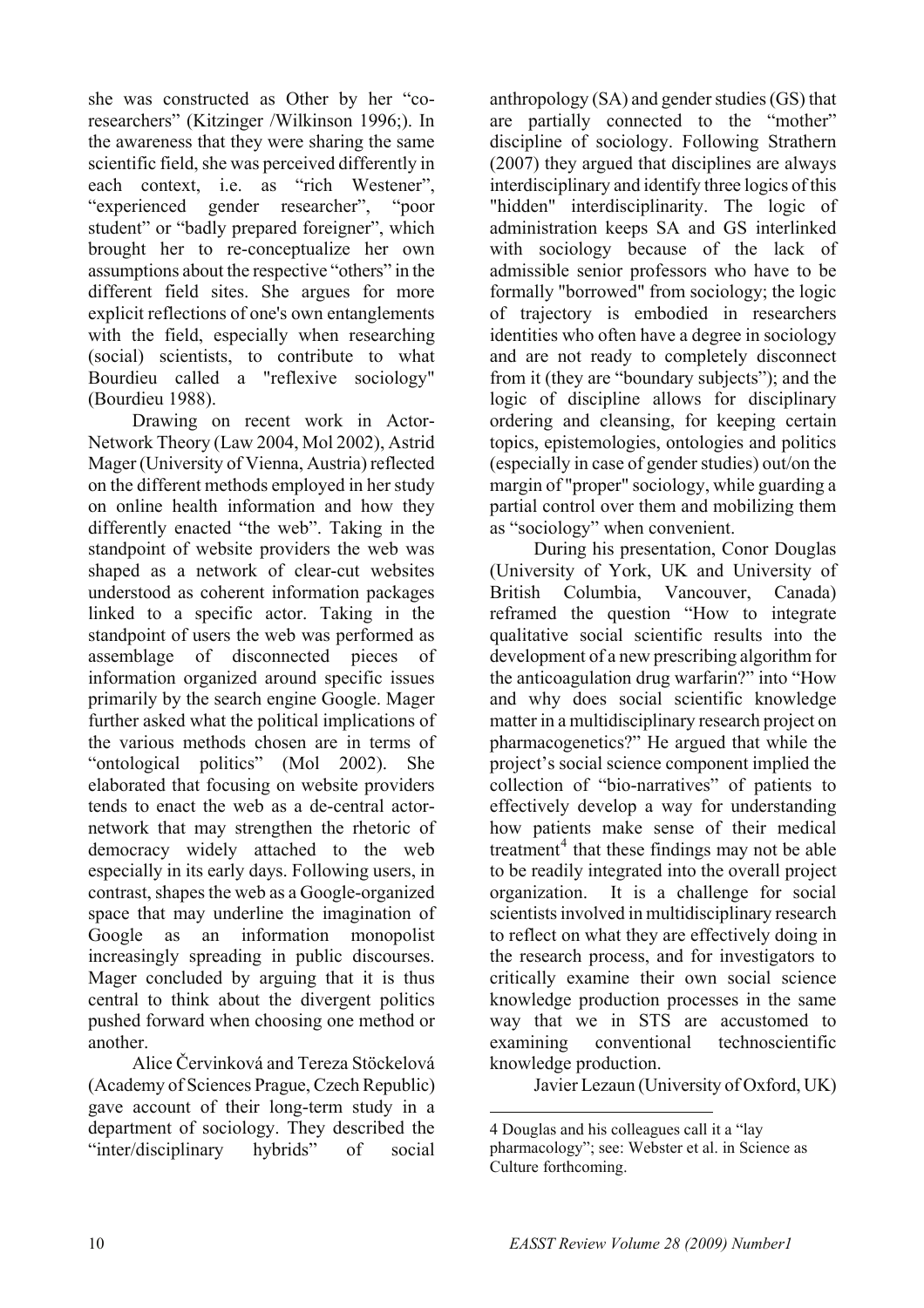she was constructed as Other by her "co-researchers" (Kitzinger /Wilkinson 1996;). In the awareness that they were sharing the same scientific field, she was perceived differently in each context, i.e. as "rich Westener", "experienced gender researcher", "poor student" or "badly prepared foreigner", which brought her to re-conceptualize her own assumptions about the respective "others" in the different field sites. She argues for more explicit reflections of one's own entanglements with the field, especially when researching (social) scientists, to contribute to what Bourdieu called a "reflexive sociology" (Bourdieu 1988).

Drawing on recent work in Actor-Network Theory (Law 2004, Mol 2002), Astrid Mager (University of Vienna, Austria) reflected on the different methods employed in her study on online health information and how they differently enacted "the web". Taking in the standpoint of website providers the web was shaped as a network of clear-cut websites understood as coherent information packages linked to a specific actor. Taking in the standpoint of users the web was performed as assemblage of disconnected pieces of information organized around specific issues primarily by the search engine Google. Mager further asked what the political implications of the various methods chosen are in terms of "ontological politics" (Mol 2002). She elaborated that focusing on website providers tends to enact the web as a de-central actor-network that may strengthen the rhetoric of democracy widely attached to the web especially in its early days. Following users, in contrast, shapes the web as a Google-organized space that may underline the imagination of Google as an information monopolist increasingly spreading in public discourses. Mager concluded by arguing that it is thus central to think about the divergent politics pushed forward when choosing one method or another.

Alice Červinková and Tereza Stöckelová (Academy of Sciences Prague, Czech Republic) gave account of their long-term study in a department of sociology. They described the "inter/disciplinary hybrids" of social anthropology (SA) and gender studies (GS) that are partially connected to the "mother" discipline of sociology. Following Strathern (2007) they argued that disciplines are always interdisciplinary and identify three logics of this "hidden" interdisciplinarity. The logic of administration keeps SA and GS interlinked with sociology because of the lack of admissible senior professors who have to be formally "borrowed" from sociology; the logic of trajectory is embodied in researchers identities who often have a degree in sociology and are not ready to completely disconnect from it (they are "boundary subjects"); and the logic of discipline allows for disciplinary ordering and cleansing, for keeping certain topics, epistemologies, ontologies and politics (especially in case of gender studies) out/on the margin of "proper" sociology, while guarding a partial control over them and mobilizing them as "sociology" when convenient.

During his presentation, Conor Douglas (University of York, UK and University of British Columbia, Vancouver, Canada) reframed the question "How to integrate qualitative social scientific results into the development of a new prescribing algorithm for the anticoagulation drug warfarin?" into "How and why does social scientific knowledge matter in a multidisciplinary research project on pharmacogenetics?" He argued that while the project's social science component implied the collection of "bio-narratives" of patients to effectively develop a way for understanding how patients make sense of their medical treatment[4] that these findings may not be able to be readily integrated into the overall project organization. It is a challenge for social scientists involved in multidisciplinary research to reflect on what they are effectively doing in the research process, and for investigators to critically examine their own social science knowledge production processes in the same way that we in STS are accustomed to examining conventional technoscientific knowledge production.

Javier Lezaun (University of Oxford, UK)

---

4 Douglas and his colleagues call it a "lay pharmacology"; see: Webster et al. in Science as Culture forthcoming.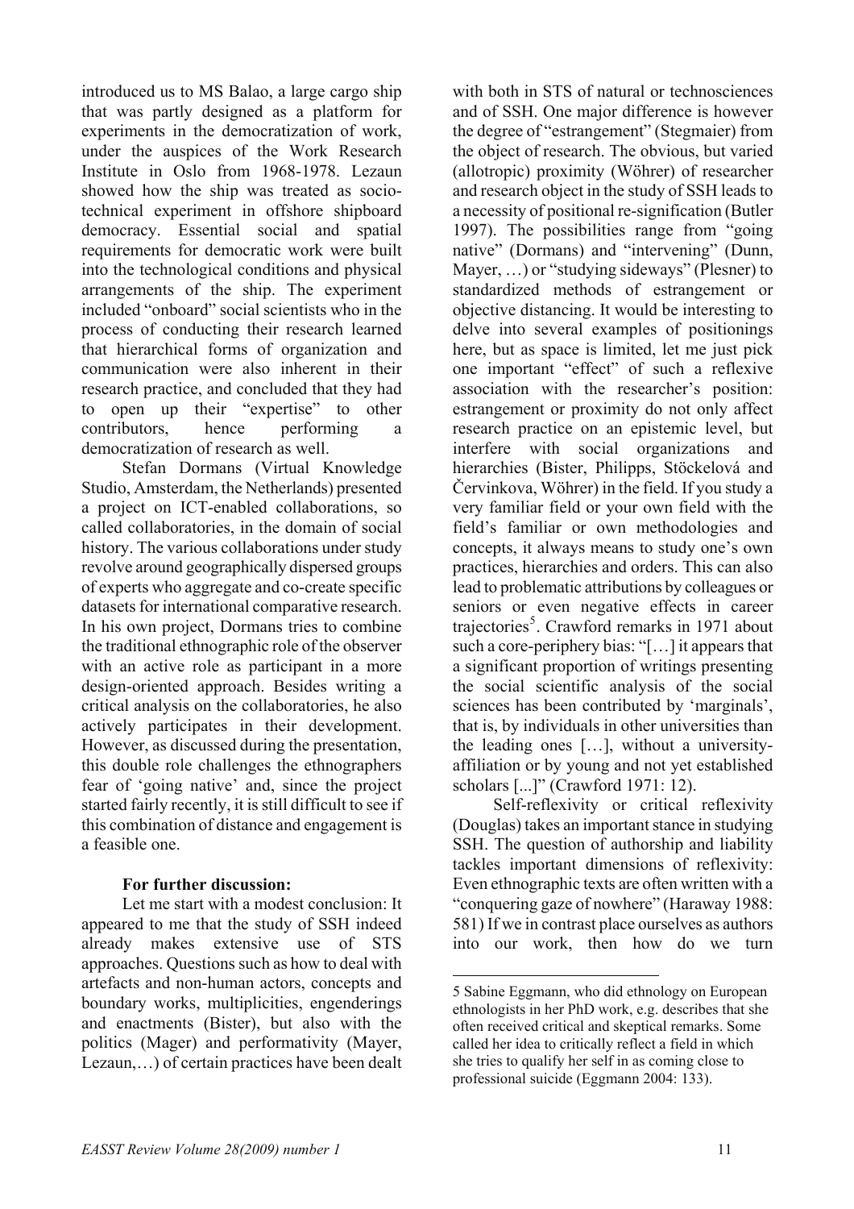introduced us to MS Balao, a large cargo ship that was partly designed as a platform for experiments in the democratization of work, under the auspices of the Work Research Institute in Oslo from 1968-1978. Lezaun showed how the ship was treated as socio-technical experiment in offshore shipboard democracy. Essential social and spatial requirements for democratic work were built into the technological conditions and physical arrangements of the ship. The experiment included "onboard" social scientists who in the process of conducting their research learned that hierarchical forms of organization and communication were also inherent in their research practice, and concluded that they had to open up their "expertise" to other contributors, hence performing a democratization of research as well.

Stefan Dormans (Virtual Knowledge Studio, Amsterdam, the Netherlands) presented a project on ICT-enabled collaborations, so called collaboratories, in the domain of social history. The various collaborations under study revolve around geographically dispersed groups of experts who aggregate and co-create specific datasets for international comparative research. In his own project, Dormans tries to combine the traditional ethnographic role of the observer with an active role as participant in a more design-oriented approach. Besides writing a critical analysis on the collaboratories, he also actively participates in their development. However, as discussed during the presentation, this double role challenges the ethnographers fear of 'going native' and, since the project started fairly recently, it is still difficult to see if this combination of distance and engagement is a feasible one.

### For further discussion:

Let me start with a modest conclusion: It appeared to me that the study of SSH indeed already makes extensive use of STS approaches. Questions such as how to deal with artefacts and non-human actors, concepts and boundary works, multiplicities, engenderings and enactments (Bister), but also with the politics (Mager) and performativity (Mayer, Lezaun,…) of certain practices have been dealt with both in STS of natural or technosciences and of SSH. One major difference is however the degree of "estrangement" (Stegmaier) from the object of research. The obvious, but varied (allotropic) proximity (Wöhrer) of researcher and research object in the study of SSH leads to a necessity of positional re-signification (Butler 1997). The possibilities range from "going native" (Dormans) and "intervening" (Dunn, Mayer, …) or "studying sideways" (Plesner) to standardized methods of estrangement or objective distancing. It would be interesting to delve into several examples of positionings here, but as space is limited, let me just pick one important "effect" of such a reflexive association with the researcher's position: estrangement or proximity do not only affect research practice on an epistemic level, but interfere with social organizations and hierarchies (Bister, Philipps, Stöckelová and Červinkova, Wöhrer) in the field. If you study a very familiar field or your own field with the field's familiar or own methodologies and concepts, it always means to study one's own practices, hierarchies and orders. This can also lead to problematic attributions by colleagues or seniors or even negative effects in career trajectories[5]. Crawford remarks in 1971 about such a core-periphery bias: "[…] it appears that a significant proportion of writings presenting the social scientific analysis of the social sciences has been contributed by 'marginals', that is, by individuals in other universities than the leading ones […], without a university-affiliation or by young and not yet established scholars [...]" (Crawford 1971: 12).

Self-reflexivity or critical reflexivity (Douglas) takes an important stance in studying SSH. The question of authorship and liability tackles important dimensions of reflexivity: Even ethnographic texts are often written with a "conquering gaze of nowhere" (Haraway 1988: 581) If we in contrast place ourselves as authors into our work, then how do we turn

---

5 Sabine Eggmann, who did ethnology on European ethnologists in her PhD work, e.g. describes that she often received critical and skeptical remarks. Some called her idea to critically reflect a field in which she tries to qualify her self in as coming close to professional suicide (Eggmann 2004: 133).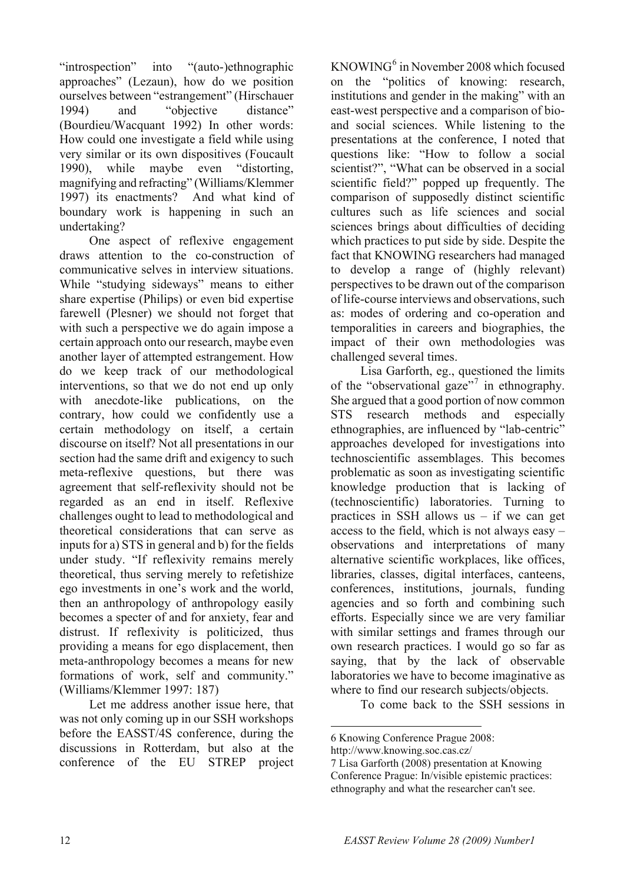"introspection" into "(auto-)ethnographic approaches" (Lezaun), how do we position ourselves between "estrangement" (Hirschauer 1994) and "objective distance" (Bourdieu/Wacquant 1992) In other words: How could one investigate a field while using very similar or its own dispositives (Foucault 1990), while maybe even "distorting, magnifying and refracting" (Williams/Klemmer 1997) its enactments? And what kind of boundary work is happening in such an undertaking?

One aspect of reflexive engagement draws attention to the co-construction of communicative selves in interview situations. While "studying sideways" means to either share expertise (Philips) or even bid expertise farewell (Plesner) we should not forget that with such a perspective we do again impose a certain approach onto our research, maybe even another layer of attempted estrangement. How do we keep track of our methodological interventions, so that we do not end up only with anecdote-like publications, on the contrary, how could we confidently use a certain methodology on itself, a certain discourse on itself? Not all presentations in our section had the same drift and exigency to such meta-reflexive questions, but there was agreement that self-reflexivity should not be regarded as an end in itself. Reflexive challenges ought to lead to methodological and theoretical considerations that can serve as inputs for a) STS in general and b) for the fields under study. "If reflexivity remains merely theoretical, thus serving merely to refetishize ego investments in one's work and the world, then an anthropology of anthropology easily becomes a specter of and for anxiety, fear and distrust. If reflexivity is politicized, thus providing a means for ego displacement, then meta-anthropology becomes a means for new formations of work, self and community." (Williams/Klemmer 1997: 187)

Let me address another issue here, that was not only coming up in our SSH workshops before the EASST/4S conference, during the discussions in Rotterdam, but also at the conference of the EU STREP project KNOWING[6] in November 2008 which focused on the "politics of knowing: research, institutions and gender in the making" with an east-west perspective and a comparison of bio- and social sciences. While listening to the presentations at the conference, I noted that questions like: "How to follow a social scientist?", "What can be observed in a social scientific field?" popped up frequently. The comparison of supposedly distinct scientific cultures such as life sciences and social sciences brings about difficulties of deciding which practices to put side by side. Despite the fact that KNOWING researchers had managed to develop a range of (highly relevant) perspectives to be drawn out of the comparison of life-course interviews and observations, such as: modes of ordering and co-operation and temporalities in careers and biographies, the impact of their own methodologies was challenged several times.

Lisa Garforth, eg., questioned the limits of the "observational gaze"[7] in ethnography. She argued that a good portion of now common STS research methods and especially ethnographies, are influenced by "lab-centric" approaches developed for investigations into technoscientific assemblages. This becomes problematic as soon as investigating scientific knowledge production that is lacking of (technoscientific) laboratories. Turning to practices in SSH allows us – if we can get access to the field, which is not always easy – observations and interpretations of many alternative scientific workplaces, like offices, libraries, classes, digital interfaces, canteens, conferences, institutions, journals, funding agencies and so forth and combining such efforts. Especially since we are very familiar with similar settings and frames through our own research practices. I would go so far as saying, that by the lack of observable laboratories we have to become imaginative as where to find our research subjects/objects.

To come back to the SSH sessions in

---

6 Knowing Conference Prague 2008: http://www.knowing.soc.cas.cz/

7 Lisa Garforth (2008) presentation at Knowing Conference Prague: In/visible epistemic practices: ethnography and what the researcher can't see.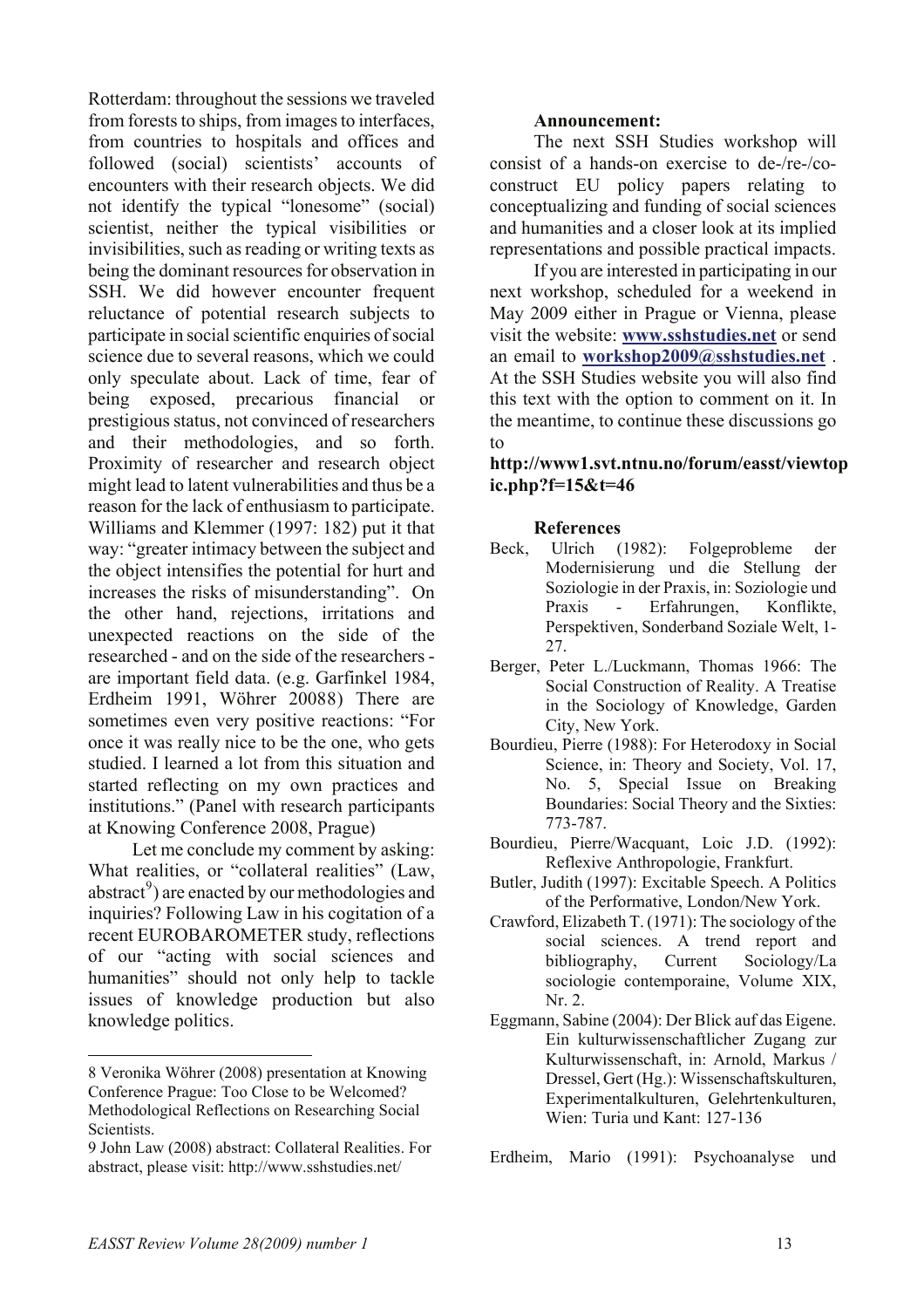Rotterdam: throughout the sessions we traveled from forests to ships, from images to interfaces, from countries to hospitals and offices and followed (social) scientists' accounts of encounters with their research objects. We did not identify the typical "lonesome" (social) scientist, neither the typical visibilities or invisibilities, such as reading or writing texts as being the dominant resources for observation in SSH. We did however encounter frequent reluctance of potential research subjects to participate in social scientific enquiries of social science due to several reasons, which we could only speculate about. Lack of time, fear of being exposed, precarious financial or prestigious status, not convinced of researchers and their methodologies, and so forth. Proximity of researcher and research object might lead to latent vulnerabilities and thus be a reason for the lack of enthusiasm to participate. Williams and Klemmer (1997: 182) put it that way: "greater intimacy between the subject and the object intensifies the potential for hurt and increases the risks of misunderstanding". On the other hand, rejections, irritations and unexpected reactions on the side of the researched - and on the side of the researchers - are important field data. (e.g. Garfinkel 1984, Erdheim 1991, Wöhrer 20088) There are sometimes even very positive reactions: "For once it was really nice to be the one, who gets studied. I learned a lot from this situation and started reflecting on my own practices and institutions." (Panel with research participants at Knowing Conference 2008, Prague)

Let me conclude my comment by asking: What realities, or "collateral realities" (Law, abstract[9]) are enacted by our methodologies and inquiries? Following Law in his cogitation of a recent EUROBAROMETER study, reflections of our "acting with social sciences and humanities" should not only help to tackle issues of knowledge production but also knowledge politics.

8 Veronika Wöhrer (2008) presentation at Knowing Conference Prague: Too Close to be Welcomed? Methodological Reflections on Researching Social Scientists.

9 John Law (2008) abstract: Collateral Realities. For abstract, please visit: http://www.sshstudies.net/

**Announcement:**

The next SSH Studies workshop will consist of a hands-on exercise to de-/re-/co-construct EU policy papers relating to conceptualizing and funding of social sciences and humanities and a closer look at its implied representations and possible practical impacts.

If you are interested in participating in our next workshop, scheduled for a weekend in May 2009 either in Prague or Vienna, please visit the website: **www.sshstudies.net** or send an email to **workshop2009@sshstudies.net** . At the SSH Studies website you will also find this text with the option to comment on it. In the meantime, to continue these discussions go to

**http://www1.svt.ntnu.no/forum/easst/viewtopic.php?f=15&t=46**

**References**

Beck, Ulrich (1982): Folgeprobleme der Modernisierung und die Stellung der Soziologie in der Praxis, in: Soziologie und Praxis - Erfahrungen, Konflikte, Perspektiven, Sonderband Soziale Welt, 1-27.

Berger, Peter L./Luckmann, Thomas 1966: The Social Construction of Reality. A Treatise in the Sociology of Knowledge, Garden City, New York.

Bourdieu, Pierre (1988): For Heterodoxy in Social Science, in: Theory and Society, Vol. 17, No. 5, Special Issue on Breaking Boundaries: Social Theory and the Sixties: 773-787.

Bourdieu, Pierre/Wacquant, Loic J.D. (1992): Reflexive Anthropologie, Frankfurt.

Butler, Judith (1997): Excitable Speech. A Politics of the Performative, London/New York.

Crawford, Elizabeth T. (1971): The sociology of the social sciences. A trend report and bibliography, Current Sociology/La sociologie contemporaine, Volume XIX, Nr. 2.

Eggmann, Sabine (2004): Der Blick auf das Eigene. Ein kulturwissenschaftlicher Zugang zur Kulturwissenschaft, in: Arnold, Markus / Dressel, Gert (Hg.): Wissenschaftskulturen, Experimentalkulturen, Gelehrtenkulturen, Wien: Turia und Kant: 127-136

Erdheim, Mario (1991): Psychoanalyse und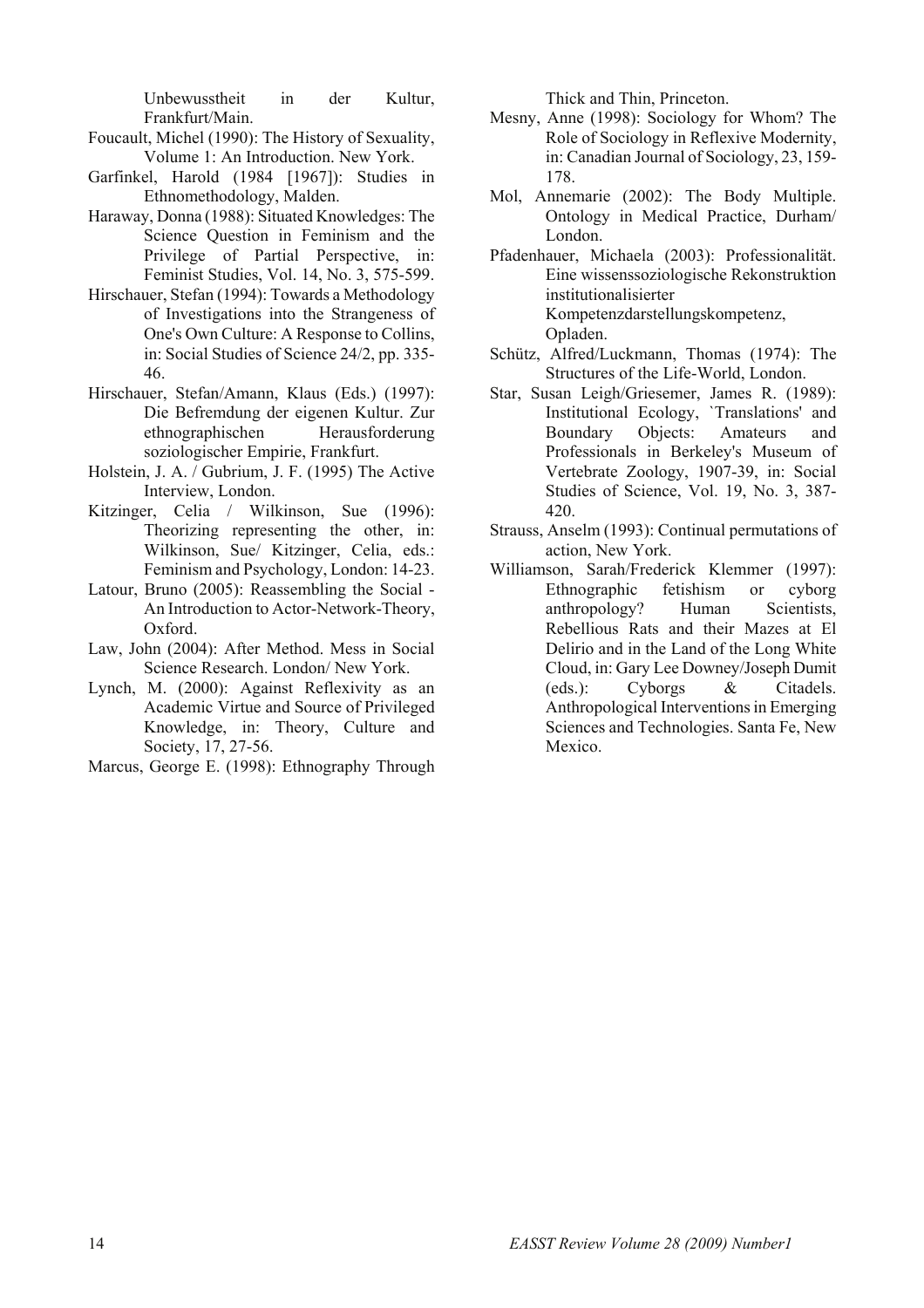Unbewusstheit in der Kultur, Frankfurt/Main.

Foucault, Michel (1990): The History of Sexuality, Volume 1: An Introduction. New York.

Garfinkel, Harold (1984 [1967]): Studies in Ethnomethodology, Malden.

Haraway, Donna (1988): Situated Knowledges: The Science Question in Feminism and the Privilege of Partial Perspective, in: Feminist Studies, Vol. 14, No. 3, 575-599.

Hirschauer, Stefan (1994): Towards a Methodology of Investigations into the Strangeness of One's Own Culture: A Response to Collins, in: Social Studies of Science 24/2, pp. 335-46.

Hirschauer, Stefan/Amann, Klaus (Eds.) (1997): Die Befremdung der eigenen Kultur. Zur ethnographischen Herausforderung soziologischer Empirie, Frankfurt.

Holstein, J. A. / Gubrium, J. F. (1995) The Active Interview, London.

Kitzinger, Celia / Wilkinson, Sue (1996): Theorizing representing the other, in: Wilkinson, Sue/ Kitzinger, Celia, eds.: Feminism and Psychology, London: 14-23.

Latour, Bruno (2005): Reassembling the Social - An Introduction to Actor-Network-Theory, Oxford.

Law, John (2004): After Method. Mess in Social Science Research. London/ New York.

Lynch, M. (2000): Against Reflexivity as an Academic Virtue and Source of Privileged Knowledge, in: Theory, Culture and Society, 17, 27-56.

Marcus, George E. (1998): Ethnography Through Thick and Thin, Princeton.

Mesny, Anne (1998): Sociology for Whom? The Role of Sociology in Reflexive Modernity, in: Canadian Journal of Sociology, 23, 159-178.

Mol, Annemarie (2002): The Body Multiple. Ontology in Medical Practice, Durham/ London.

Pfadenhauer, Michaela (2003): Professionalität. Eine wissenssoziologische Rekonstruktion institutionalisierter Kompetenzdarstellungskompetenz, Opladen.

Schütz, Alfred/Luckmann, Thomas (1974): The Structures of the Life-World, London.

Star, Susan Leigh/Griesemer, James R. (1989): Institutional Ecology, `Translations' and Boundary Objects: Amateurs and Professionals in Berkeley's Museum of Vertebrate Zoology, 1907-39, in: Social Studies of Science, Vol. 19, No. 3, 387-420.

Strauss, Anselm (1993): Continual permutations of action, New York.

Williamson, Sarah/Frederick Klemmer (1997): Ethnographic fetishism or cyborg anthropology? Human Scientists, Rebellious Rats and their Mazes at El Delirio and in the Land of the Long White Cloud, in: Gary Lee Downey/Joseph Dumit (eds.): Cyborgs & Citadels. Anthropological Interventions in Emerging Sciences and Technologies. Santa Fe, New Mexico.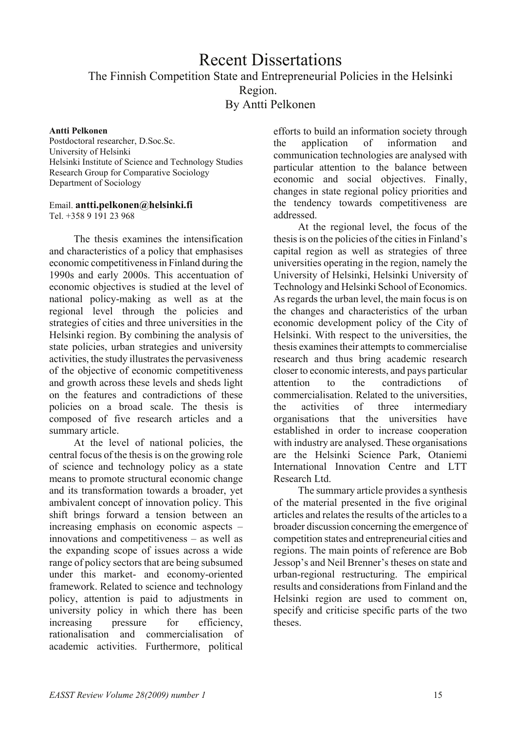# Recent Dissertations

## The Finnish Competition State and Entrepreneurial Policies in the Helsinki Region.

## By Antti Pelkonen

**Antti Pelkonen**
Postdoctoral researcher, D.Soc.Sc.
University of Helsinki
Helsinki Institute of Science and Technology Studies
Research Group for Comparative Sociology
Department of Sociology

Email. **antti.pelkonen@helsinki.fi**
Tel. +358 9 191 23 968

The thesis examines the intensification and characteristics of a policy that emphasises economic competitiveness in Finland during the 1990s and early 2000s. This accentuation of economic objectives is studied at the level of national policy-making as well as at the regional level through the policies and strategies of cities and three universities in the Helsinki region. By combining the analysis of state policies, urban strategies and university activities, the study illustrates the pervasiveness of the objective of economic competitiveness and growth across these levels and sheds light on the features and contradictions of these policies on a broad scale. The thesis is composed of five research articles and a summary article.

At the level of national policies, the central focus of the thesis is on the growing role of science and technology policy as a state means to promote structural economic change and its transformation towards a broader, yet ambivalent concept of innovation policy. This shift brings forward a tension between an increasing emphasis on economic aspects – innovations and competitiveness – as well as the expanding scope of issues across a wide range of policy sectors that are being subsumed under this market- and economy-oriented framework. Related to science and technology policy, attention is paid to adjustments in university policy in which there has been increasing pressure for efficiency, rationalisation and commercialisation of academic activities. Furthermore, political efforts to build an information society through the application of information and communication technologies are analysed with particular attention to the balance between economic and social objectives. Finally, changes in state regional policy priorities and the tendency towards competitiveness are addressed.

At the regional level, the focus of the thesis is on the policies of the cities in Finland's capital region as well as strategies of three universities operating in the region, namely the University of Helsinki, Helsinki University of Technology and Helsinki School of Economics. As regards the urban level, the main focus is on the changes and characteristics of the urban economic development policy of the City of Helsinki. With respect to the universities, the thesis examines their attempts to commercialise research and thus bring academic research closer to economic interests, and pays particular attention to the contradictions of commercialisation. Related to the universities, the activities of three intermediary organisations that the universities have established in order to increase cooperation with industry are analysed. These organisations are the Helsinki Science Park, Otaniemi International Innovation Centre and LTT Research Ltd.

The summary article provides a synthesis of the material presented in the five original articles and relates the results of the articles to a broader discussion concerning the emergence of competition states and entrepreneurial cities and regions. The main points of reference are Bob Jessop's and Neil Brenner's theses on state and urban-regional restructuring. The empirical results and considerations from Finland and the Helsinki region are used to comment on, specify and criticise specific parts of the two theses.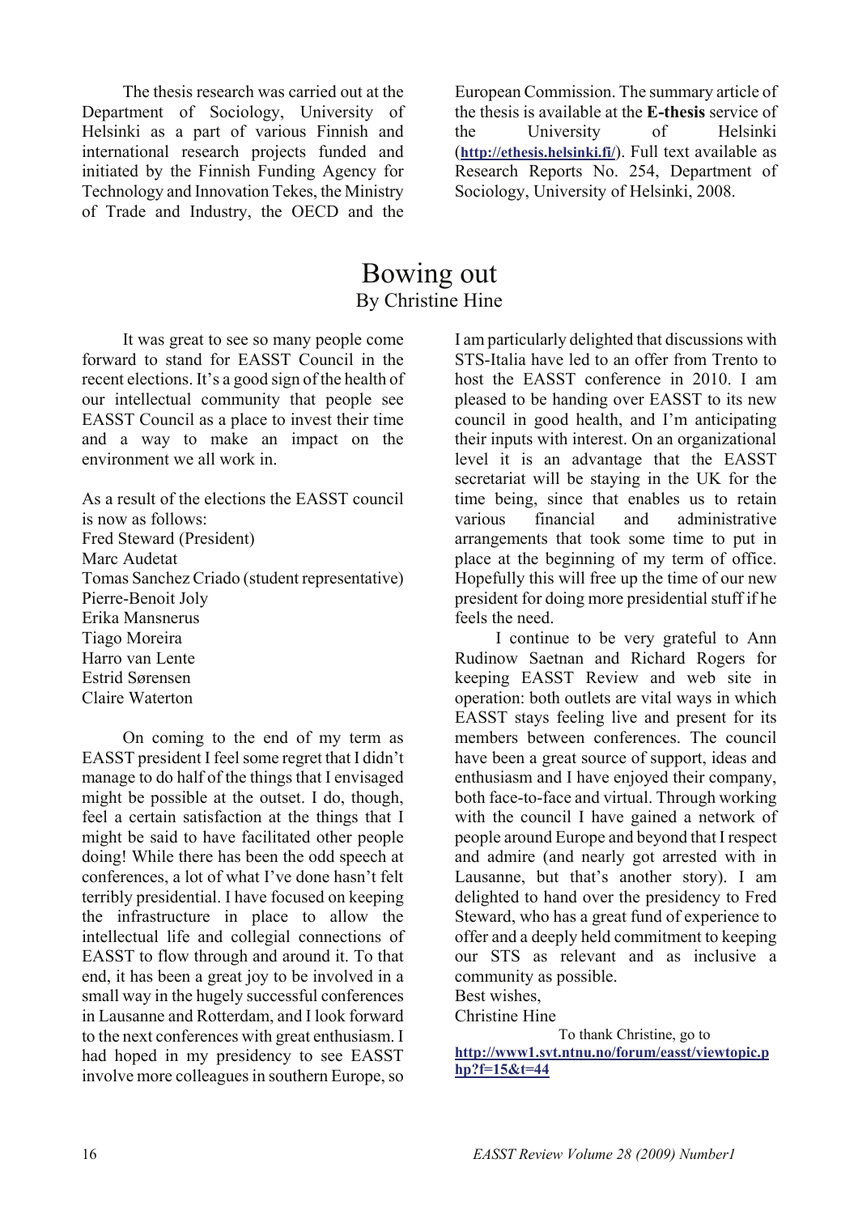The thesis research was carried out at the Department of Sociology, University of Helsinki as a part of various Finnish and international research projects funded and initiated by the Finnish Funding Agency for Technology and Innovation Tekes, the Ministry of Trade and Industry, the OECD and the European Commission. The summary article of the thesis is available at the **E-thesis** service of the University of Helsinki (**http://ethesis.helsinki.fi/**). Full text available as Research Reports No. 254, Department of Sociology, University of Helsinki, 2008.

# Bowing out

By Christine Hine

It was great to see so many people come forward to stand for EASST Council in the recent elections. It's a good sign of the health of our intellectual community that people see EASST Council as a place to invest their time and a way to make an impact on the environment we all work in.

As a result of the elections the EASST council is now as follows:
Fred Steward (President)
Marc Audetat
Tomas Sanchez Criado (student representative)
Pierre-Benoit Joly
Erika Mansnerus
Tiago Moreira
Harro van Lente
Estrid Sørensen
Claire Waterton

On coming to the end of my term as EASST president I feel some regret that I didn't manage to do half of the things that I envisaged might be possible at the outset. I do, though, feel a certain satisfaction at the things that I might be said to have facilitated other people doing! While there has been the odd speech at conferences, a lot of what I've done hasn't felt terribly presidential. I have focused on keeping the infrastructure in place to allow the intellectual life and collegial connections of EASST to flow through and around it. To that end, it has been a great joy to be involved in a small way in the hugely successful conferences in Lausanne and Rotterdam, and I look forward to the next conferences with great enthusiasm. I had hoped in my presidency to see EASST involve more colleagues in southern Europe, so I am particularly delighted that discussions with STS-Italia have led to an offer from Trento to host the EASST conference in 2010. I am pleased to be handing over EASST to its new council in good health, and I'm anticipating their inputs with interest. On an organizational level it is an advantage that the EASST secretariat will be staying in the UK for the time being, since that enables us to retain various financial and administrative arrangements that took some time to put in place at the beginning of my term of office. Hopefully this will free up the time of our new president for doing more presidential stuff if he feels the need.

I continue to be very grateful to Ann Rudinow Saetnan and Richard Rogers for keeping EASST Review and web site in operation: both outlets are vital ways in which EASST stays feeling live and present for its members between conferences. The council have been a great source of support, ideas and enthusiasm and I have enjoyed their company, both face-to-face and virtual. Through working with the council I have gained a network of people around Europe and beyond that I respect and admire (and nearly got arrested with in Lausanne, but that's another story). I am delighted to hand over the presidency to Fred Steward, who has a great fund of experience to offer and a deeply held commitment to keeping our STS as relevant and as inclusive a community as possible.

Best wishes,
Christine Hine

To thank Christine, go to **http://www1.svt.ntnu.no/forum/easst/viewtopic.php?f=15&t=44**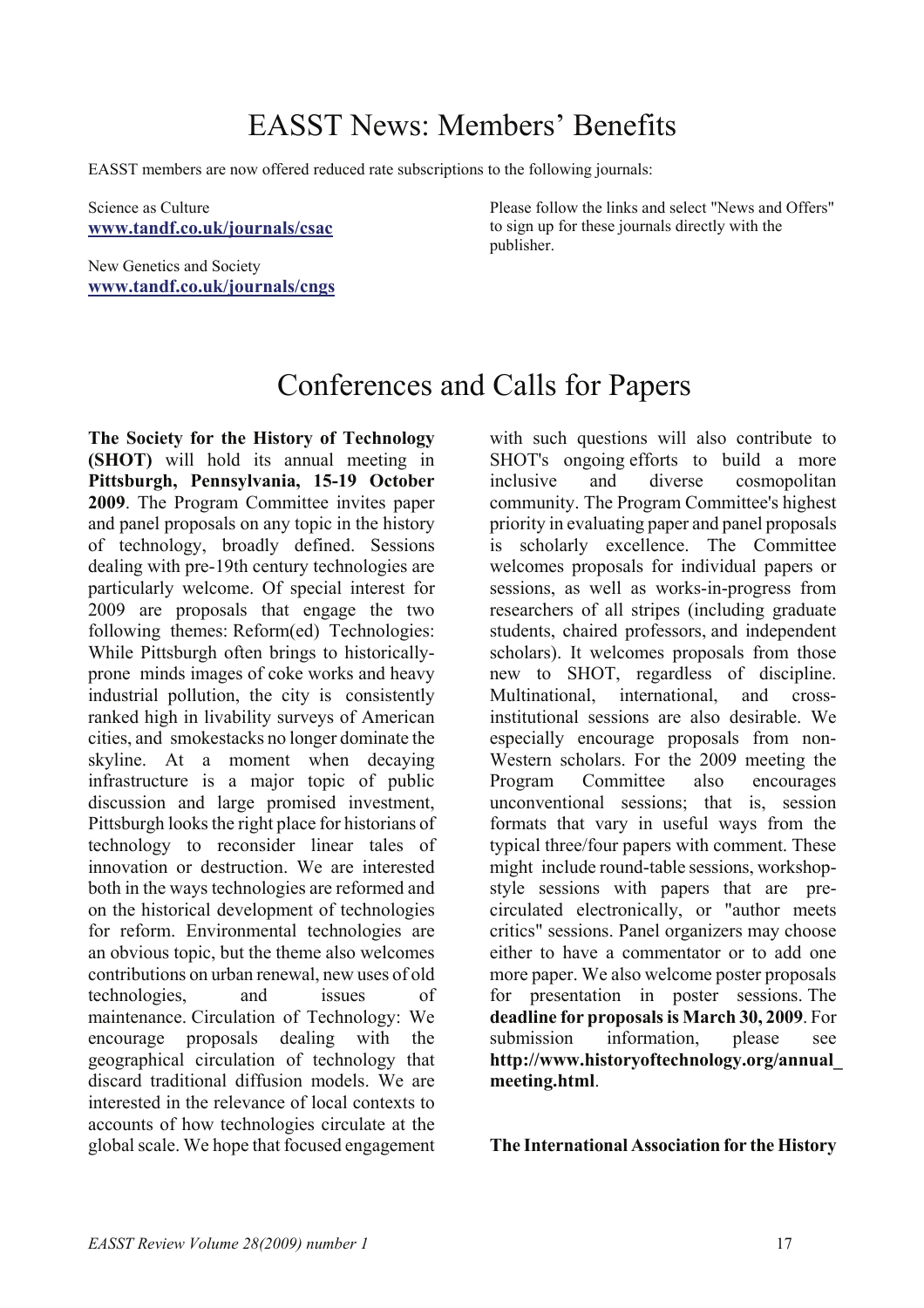# EASST News: Members' Benefits

EASST members are now offered reduced rate subscriptions to the following journals:

Science as Culture
**www.tandf.co.uk/journals/csac**

New Genetics and Society
**www.tandf.co.uk/journals/cngs**

Please follow the links and select "News and Offers" to sign up for these journals directly with the publisher.

# Conferences and Calls for Papers

**The Society for the History of Technology (SHOT)** will hold its annual meeting in **Pittsburgh, Pennsylvania, 15-19 October 2009**. The Program Committee invites paper and panel proposals on any topic in the history of technology, broadly defined. Sessions dealing with pre-19th century technologies are particularly welcome. Of special interest for 2009 are proposals that engage the two following themes: Reform(ed) Technologies: While Pittsburgh often brings to historically-prone minds images of coke works and heavy industrial pollution, the city is consistently ranked high in livability surveys of American cities, and smokestacks no longer dominate the skyline. At a moment when decaying infrastructure is a major topic of public discussion and large promised investment, Pittsburgh looks the right place for historians of technology to reconsider linear tales of innovation or destruction. We are interested both in the ways technologies are reformed and on the historical development of technologies for reform. Environmental technologies are an obvious topic, but the theme also welcomes contributions on urban renewal, new uses of old technologies, and issues of maintenance. Circulation of Technology: We encourage proposals dealing with the geographical circulation of technology that discard traditional diffusion models. We are interested in the relevance of local contexts to accounts of how technologies circulate at the global scale. We hope that focused engagement with such questions will also contribute to SHOT's ongoing efforts to build a more inclusive and diverse cosmopolitan community. The Program Committee's highest priority in evaluating paper and panel proposals is scholarly excellence. The Committee welcomes proposals for individual papers or sessions, as well as works-in-progress from researchers of all stripes (including graduate students, chaired professors, and independent scholars). It welcomes proposals from those new to SHOT, regardless of discipline. Multinational, international, and cross-institutional sessions are also desirable. We especially encourage proposals from non-Western scholars. For the 2009 meeting the Program Committee also encourages unconventional sessions; that is, session formats that vary in useful ways from the typical three/four papers with comment. These might include round-table sessions, workshop-style sessions with papers that are pre-circulated electronically, or "author meets critics" sessions. Panel organizers may choose either to have a commentator or to add one more paper. We also welcome poster proposals for presentation in poster sessions. The **deadline for proposals is March 30, 2009**. For submission information, please see **http://www.historyoftechnology.org/annual_meeting.html**.

**The International Association for the History**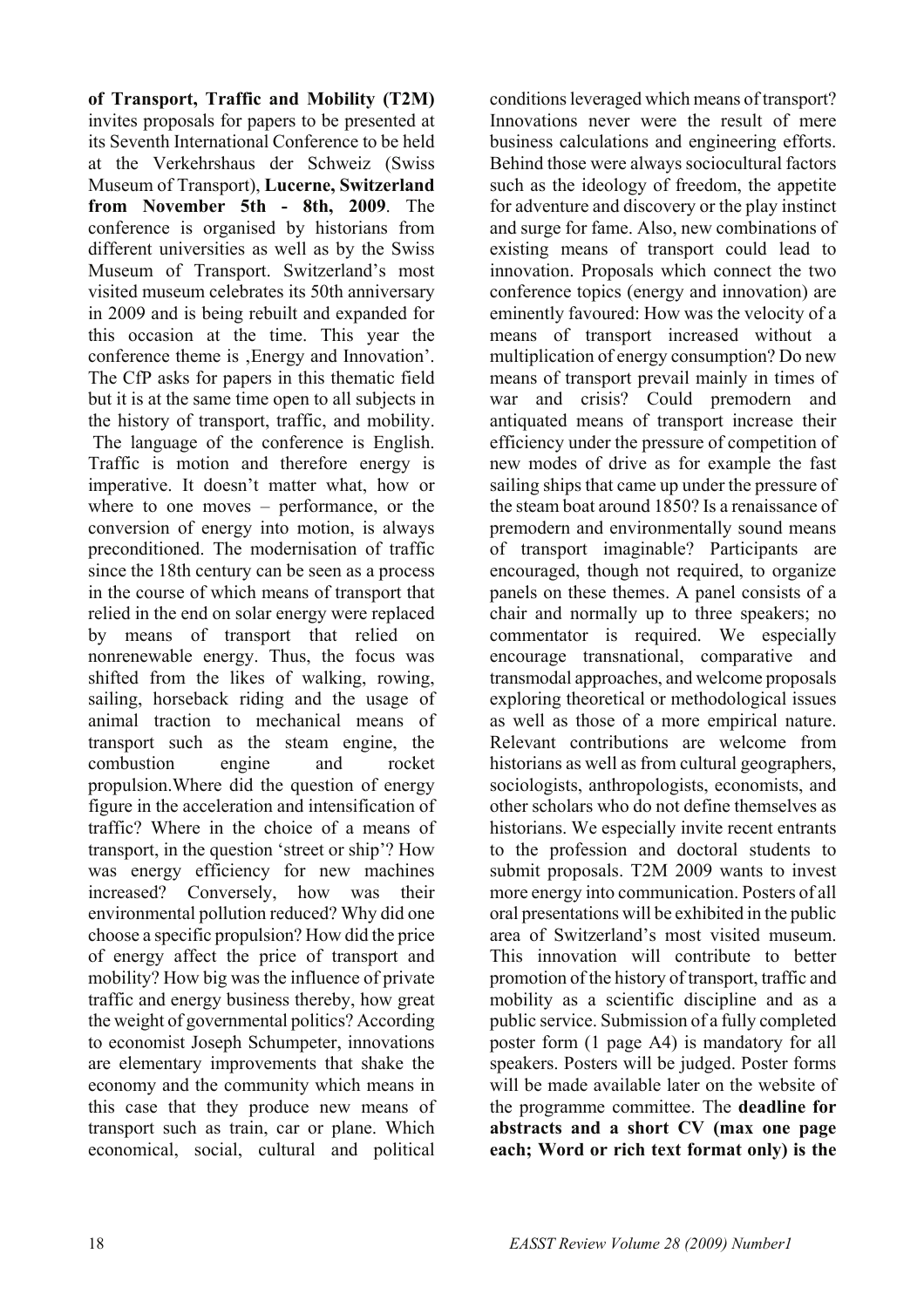**of Transport, Traffic and Mobility (T2M)** invites proposals for papers to be presented at its Seventh International Conference to be held at the Verkehrshaus der Schweiz (Swiss Museum of Transport), **Lucerne, Switzerland from November 5th - 8th, 2009**. The conference is organised by historians from different universities as well as by the Swiss Museum of Transport. Switzerland's most visited museum celebrates its 50th anniversary in 2009 and is being rebuilt and expanded for this occasion at the time. This year the conference theme is ‚Energy and Innovation'. The CfP asks for papers in this thematic field but it is at the same time open to all subjects in the history of transport, traffic, and mobility. The language of the conference is English. Traffic is motion and therefore energy is imperative. It doesn't matter what, how or where to one moves – performance, or the conversion of energy into motion, is always preconditioned. The modernisation of traffic since the 18th century can be seen as a process in the course of which means of transport that relied in the end on solar energy were replaced by means of transport that relied on nonrenewable energy. Thus, the focus was shifted from the likes of walking, rowing, sailing, horseback riding and the usage of animal traction to mechanical means of transport such as the steam engine, the combustion engine and rocket propulsion.Where did the question of energy figure in the acceleration and intensification of traffic? Where in the choice of a means of transport, in the question 'street or ship'? How was energy efficiency for new machines increased? Conversely, how was their environmental pollution reduced? Why did one choose a specific propulsion? How did the price of energy affect the price of transport and mobility? How big was the influence of private traffic and energy business thereby, how great the weight of governmental politics? According to economist Joseph Schumpeter, innovations are elementary improvements that shake the economy and the community which means in this case that they produce new means of transport such as train, car or plane. Which economical, social, cultural and political conditions leveraged which means of transport? Innovations never were the result of mere business calculations and engineering efforts. Behind those were always sociocultural factors such as the ideology of freedom, the appetite for adventure and discovery or the play instinct and surge for fame. Also, new combinations of existing means of transport could lead to innovation. Proposals which connect the two conference topics (energy and innovation) are eminently favoured: How was the velocity of a means of transport increased without a multiplication of energy consumption? Do new means of transport prevail mainly in times of war and crisis? Could premodern and antiquated means of transport increase their efficiency under the pressure of competition of new modes of drive as for example the fast sailing ships that came up under the pressure of the steam boat around 1850? Is a renaissance of premodern and environmentally sound means of transport imaginable? Participants are encouraged, though not required, to organize panels on these themes. A panel consists of a chair and normally up to three speakers; no commentator is required. We especially encourage transnational, comparative and transmodal approaches, and welcome proposals exploring theoretical or methodological issues as well as those of a more empirical nature. Relevant contributions are welcome from historians as well as from cultural geographers, sociologists, anthropologists, economists, and other scholars who do not define themselves as historians. We especially invite recent entrants to the profession and doctoral students to submit proposals. T2M 2009 wants to invest more energy into communication. Posters of all oral presentations will be exhibited in the public area of Switzerland's most visited museum. This innovation will contribute to better promotion of the history of transport, traffic and mobility as a scientific discipline and as a public service. Submission of a fully completed poster form (1 page A4) is mandatory for all speakers. Posters will be judged. Poster forms will be made available later on the website of the programme committee. The **deadline for abstracts and a short CV (max one page each; Word or rich text format only) is the**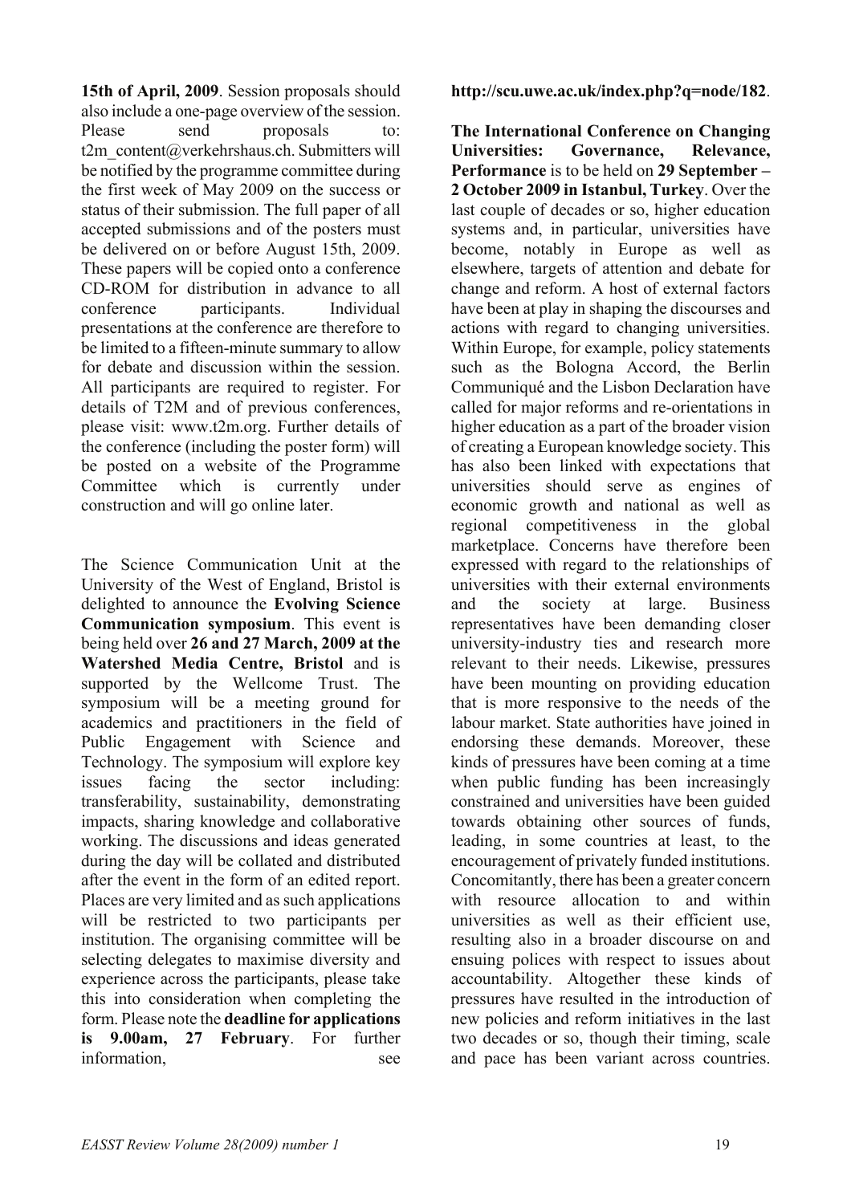**15th of April, 2009**. Session proposals should also include a one-page overview of the session. Please send proposals to: t2m_content@verkehrshaus.ch. Submitters will be notified by the programme committee during the first week of May 2009 on the success or status of their submission. The full paper of all accepted submissions and of the posters must be delivered on or before August 15th, 2009. These papers will be copied onto a conference CD-ROM for distribution in advance to all conference participants. Individual presentations at the conference are therefore to be limited to a fifteen-minute summary to allow for debate and discussion within the session. All participants are required to register. For details of T2M and of previous conferences, please visit: www.t2m.org. Further details of the conference (including the poster form) will be posted on a website of the Programme Committee which is currently under construction and will go online later.

The Science Communication Unit at the University of the West of England, Bristol is delighted to announce the **Evolving Science Communication symposium**. This event is being held over **26 and 27 March, 2009 at the Watershed Media Centre, Bristol** and is supported by the Wellcome Trust. The symposium will be a meeting ground for academics and practitioners in the field of Public Engagement with Science and Technology. The symposium will explore key issues facing the sector including: transferability, sustainability, demonstrating impacts, sharing knowledge and collaborative working. The discussions and ideas generated during the day will be collated and distributed after the event in the form of an edited report. Places are very limited and as such applications will be restricted to two participants per institution. The organising committee will be selecting delegates to maximise diversity and experience across the participants, please take this into consideration when completing the form. Please note the **deadline for applications is 9.00am, 27 February**. For further information, see **http://scu.uwe.ac.uk/index.php?q=node/182**.

**The International Conference on Changing Universities: Governance, Relevance, Performance** is to be held on **29 September – 2 October 2009 in Istanbul, Turkey**. Over the last couple of decades or so, higher education systems and, in particular, universities have become, notably in Europe as well as elsewhere, targets of attention and debate for change and reform. A host of external factors have been at play in shaping the discourses and actions with regard to changing universities. Within Europe, for example, policy statements such as the Bologna Accord, the Berlin Communiqué and the Lisbon Declaration have called for major reforms and re-orientations in higher education as a part of the broader vision of creating a European knowledge society. This has also been linked with expectations that universities should serve as engines of economic growth and national as well as regional competitiveness in the global marketplace. Concerns have therefore been expressed with regard to the relationships of universities with their external environments and the society at large. Business representatives have been demanding closer university-industry ties and research more relevant to their needs. Likewise, pressures have been mounting on providing education that is more responsive to the needs of the labour market. State authorities have joined in endorsing these demands. Moreover, these kinds of pressures have been coming at a time when public funding has been increasingly constrained and universities have been guided towards obtaining other sources of funds, leading, in some countries at least, to the encouragement of privately funded institutions. Concomitantly, there has been a greater concern with resource allocation to and within universities as well as their efficient use, resulting also in a broader discourse on and ensuing polices with respect to issues about accountability. Altogether these kinds of pressures have resulted in the introduction of new policies and reform initiatives in the last two decades or so, though their timing, scale and pace has been variant across countries.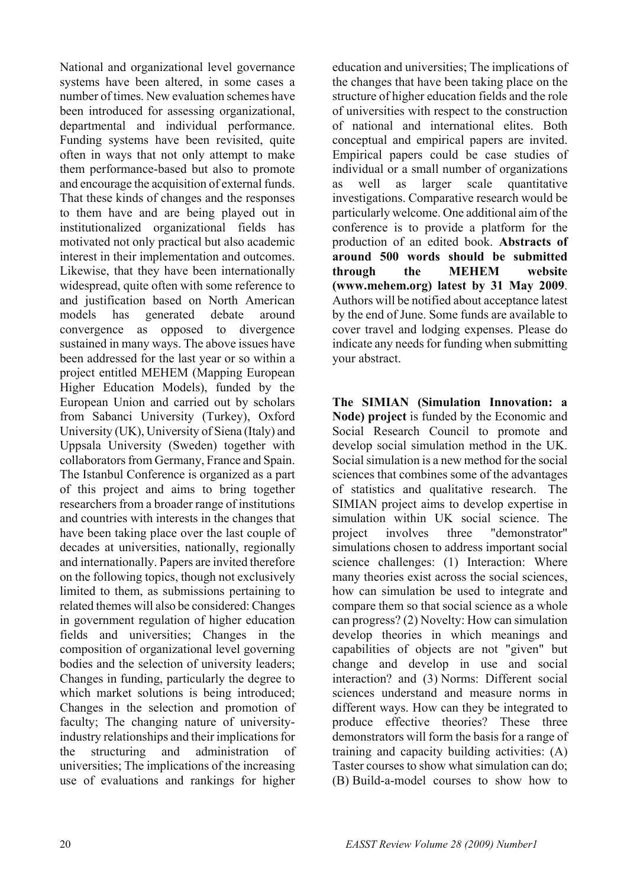National and organizational level governance systems have been altered, in some cases a number of times. New evaluation schemes have been introduced for assessing organizational, departmental and individual performance. Funding systems have been revisited, quite often in ways that not only attempt to make them performance-based but also to promote and encourage the acquisition of external funds. That these kinds of changes and the responses to them have and are being played out in institutionalized organizational fields has motivated not only practical but also academic interest in their implementation and outcomes. Likewise, that they have been internationally widespread, quite often with some reference to and justification based on North American models has generated debate around convergence as opposed to divergence sustained in many ways. The above issues have been addressed for the last year or so within a project entitled MEHEM (Mapping European Higher Education Models), funded by the European Union and carried out by scholars from Sabanci University (Turkey), Oxford University (UK), University of Siena (Italy) and Uppsala University (Sweden) together with collaborators from Germany, France and Spain. The Istanbul Conference is organized as a part of this project and aims to bring together researchers from a broader range of institutions and countries with interests in the changes that have been taking place over the last couple of decades at universities, nationally, regionally and internationally. Papers are invited therefore on the following topics, though not exclusively limited to them, as submissions pertaining to related themes will also be considered: Changes in government regulation of higher education fields and universities; Changes in the composition of organizational level governing bodies and the selection of university leaders; Changes in funding, particularly the degree to which market solutions is being introduced; Changes in the selection and promotion of faculty; The changing nature of university-industry relationships and their implications for the structuring and administration of universities; The implications of the increasing use of evaluations and rankings for higher education and universities; The implications of the changes that have been taking place on the structure of higher education fields and the role of universities with respect to the construction of national and international elites. Both conceptual and empirical papers are invited. Empirical papers could be case studies of individual or a small number of organizations as well as larger scale quantitative investigations. Comparative research would be particularly welcome. One additional aim of the conference is to provide a platform for the production of an edited book. **Abstracts of around 500 words should be submitted through the MEHEM website (www.mehem.org) latest by 31 May 2009**. Authors will be notified about acceptance latest by the end of June. Some funds are available to cover travel and lodging expenses. Please do indicate any needs for funding when submitting your abstract.

**The SIMIAN (Simulation Innovation: a Node) project** is funded by the Economic and Social Research Council to promote and develop social simulation method in the UK. Social simulation is a new method for the social sciences that combines some of the advantages of statistics and qualitative research. The SIMIAN project aims to develop expertise in simulation within UK social science. The project involves three "demonstrator" simulations chosen to address important social science challenges: (1) Interaction: Where many theories exist across the social sciences, how can simulation be used to integrate and compare them so that social science as a whole can progress? (2) Novelty: How can simulation develop theories in which meanings and capabilities of objects are not "given" but change and develop in use and social interaction? and (3) Norms: Different social sciences understand and measure norms in different ways. How can they be integrated to produce effective theories? These three demonstrators will form the basis for a range of training and capacity building activities: (A) Taster courses to show what simulation can do; (B) Build-a-model courses to show how to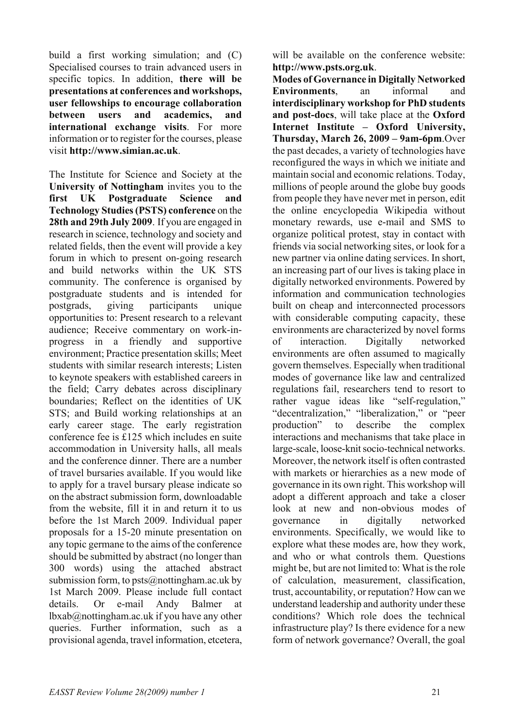build a first working simulation; and (C) Specialised courses to train advanced users in specific topics. In addition, **there will be presentations at conferences and workshops, user fellowships to encourage collaboration between users and academics, and international exchange visits**. For more information or to register for the courses, please visit **http://www.simian.ac.uk**.

The Institute for Science and Society at the **University of Nottingham** invites you to the **first UK Postgraduate Science and Technology Studies (PSTS) conference** on the **28th and 29th July 2009**. If you are engaged in research in science, technology and society and related fields, then the event will provide a key forum in which to present on-going research and build networks within the UK STS community. The conference is organised by postgraduate students and is intended for postgrads, giving participants unique opportunities to: Present research to a relevant audience; Receive commentary on work-in-progress in a friendly and supportive environment; Practice presentation skills; Meet students with similar research interests; Listen to keynote speakers with established careers in the field; Carry debates across disciplinary boundaries; Reflect on the identities of UK STS; and Build working relationships at an early career stage. The early registration conference fee is £125 which includes en suite accommodation in University halls, all meals and the conference dinner. There are a number of travel bursaries available. If you would like to apply for a travel bursary please indicate so on the abstract submission form, downloadable from the website, fill it in and return it to us before the 1st March 2009. Individual paper proposals for a 15-20 minute presentation on any topic germane to the aims of the conference should be submitted by abstract (no longer than 300 words) using the attached abstract submission form, to psts@nottingham.ac.uk by 1st March 2009. Please include full contact details. Or e-mail Andy Balmer at lbxab@nottingham.ac.uk if you have any other queries. Further information, such as a provisional agenda, travel information, etcetera, will be available on the conference website: **http://www.psts.org.uk**.

**Modes of Governance in Digitally Networked Environments**, an informal and **interdisciplinary workshop for PhD students and post-docs**, will take place at the **Oxford Internet Institute – Oxford University, Thursday, March 26, 2009 – 9am-6pm**.Over the past decades, a variety of technologies have reconfigured the ways in which we initiate and maintain social and economic relations. Today, millions of people around the globe buy goods from people they have never met in person, edit the online encyclopedia Wikipedia without monetary rewards, use e-mail and SMS to organize political protest, stay in contact with friends via social networking sites, or look for a new partner via online dating services. In short, an increasing part of our lives is taking place in digitally networked environments. Powered by information and communication technologies built on cheap and interconnected processors with considerable computing capacity, these environments are characterized by novel forms of interaction. Digitally networked environments are often assumed to magically govern themselves. Especially when traditional modes of governance like law and centralized regulations fail, researchers tend to resort to rather vague ideas like "self-regulation," "decentralization," "liberalization," or "peer production" to describe the complex interactions and mechanisms that take place in large-scale, loose-knit socio-technical networks. Moreover, the network itself is often contrasted with markets or hierarchies as a new mode of governance in its own right. This workshop will adopt a different approach and take a closer look at new and non-obvious modes of governance in digitally networked environments. Specifically, we would like to explore what these modes are, how they work, and who or what controls them. Questions might be, but are not limited to: What is the role of calculation, measurement, classification, trust, accountability, or reputation? How can we understand leadership and authority under these conditions? Which role does the technical infrastructure play? Is there evidence for a new form of network governance? Overall, the goal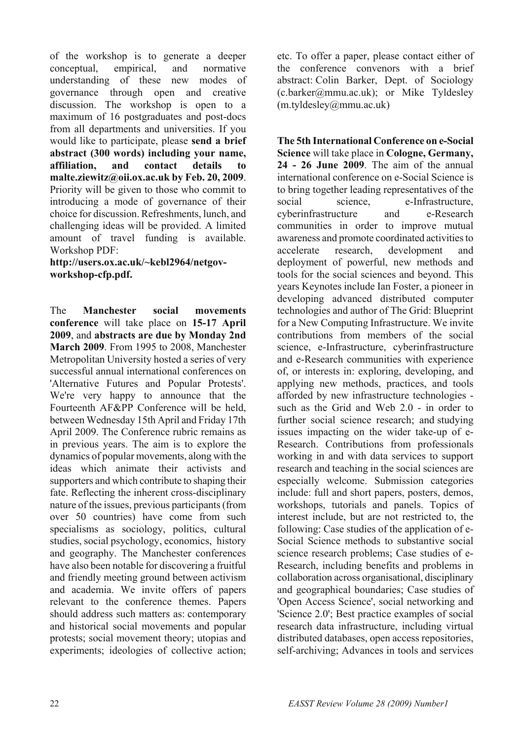of the workshop is to generate a deeper conceptual, empirical, and normative understanding of these new modes of governance through open and creative discussion. The workshop is open to a maximum of 16 postgraduates and post-docs from all departments and universities. If you would like to participate, please **send a brief abstract (300 words) including your name, affiliation, and contact details to malte.ziewitz@oii.ox.ac.uk by Feb. 20, 2009**. Priority will be given to those who commit to introducing a mode of governance of their choice for discussion. Refreshments, lunch, and challenging ideas will be provided. A limited amount of travel funding is available. Workshop PDF: **http://users.ox.ac.uk/~kebl2964/netgov-workshop-cfp.pdf.**

The **Manchester social movements conference** will take place on **15-17 April 2009**, and **abstracts are due by Monday 2nd March 2009**. From 1995 to 2008, Manchester Metropolitan University hosted a series of very successful annual international conferences on 'Alternative Futures and Popular Protests'. We're very happy to announce that the Fourteenth AF&PP Conference will be held, between Wednesday 15th April and Friday 17th April 2009. The Conference rubric remains as in previous years. The aim is to explore the dynamics of popular movements, along with the ideas which animate their activists and supporters and which contribute to shaping their fate. Reflecting the inherent cross-disciplinary nature of the issues, previous participants (from over 50 countries) have come from such specialisms as sociology, politics, cultural studies, social psychology, economics, history and geography. The Manchester conferences have also been notable for discovering a fruitful and friendly meeting ground between activism and academia. We invite offers of papers relevant to the conference themes. Papers should address such matters as: contemporary and historical social movements and popular protests; social movement theory; utopias and experiments; ideologies of collective action; etc. To offer a paper, please contact either of the conference convenors with a brief abstract: Colin Barker, Dept. of Sociology (c.barker@mmu.ac.uk); or Mike Tyldesley (m.tyldesley@mmu.ac.uk)

**The 5th International Conference on e-Social Science** will take place in **Cologne, Germany, 24 - 26 June 2009**. The aim of the annual international conference on e-Social Science is to bring together leading representatives of the social science, e-Infrastructure, cyberinfrastructure and e-Research communities in order to improve mutual awareness and promote coordinated activities to accelerate research, development and deployment of powerful, new methods and tools for the social sciences and beyond. This years Keynotes include Ian Foster, a pioneer in developing advanced distributed computer technologies and author of The Grid: Blueprint for a New Computing Infrastructure. We invite contributions from members of the social science, e-Infrastructure, cyberinfrastructure and e-Research communities with experience of, or interests in: exploring, developing, and applying new methods, practices, and tools afforded by new infrastructure technologies - such as the Grid and Web 2.0 - in order to further social science research; and studying issues impacting on the wider take-up of e-Research. Contributions from professionals working in and with data services to support research and teaching in the social sciences are especially welcome. Submission categories include: full and short papers, posters, demos, workshops, tutorials and panels. Topics of interest include, but are not restricted to, the following: Case studies of the application of e-Social Science methods to substantive social science research problems; Case studies of e-Research, including benefits and problems in collaboration across organisational, disciplinary and geographical boundaries; Case studies of 'Open Access Science', social networking and 'Science 2.0'; Best practice examples of social research data infrastructure, including virtual distributed databases, open access repositories, self-archiving; Advances in tools and services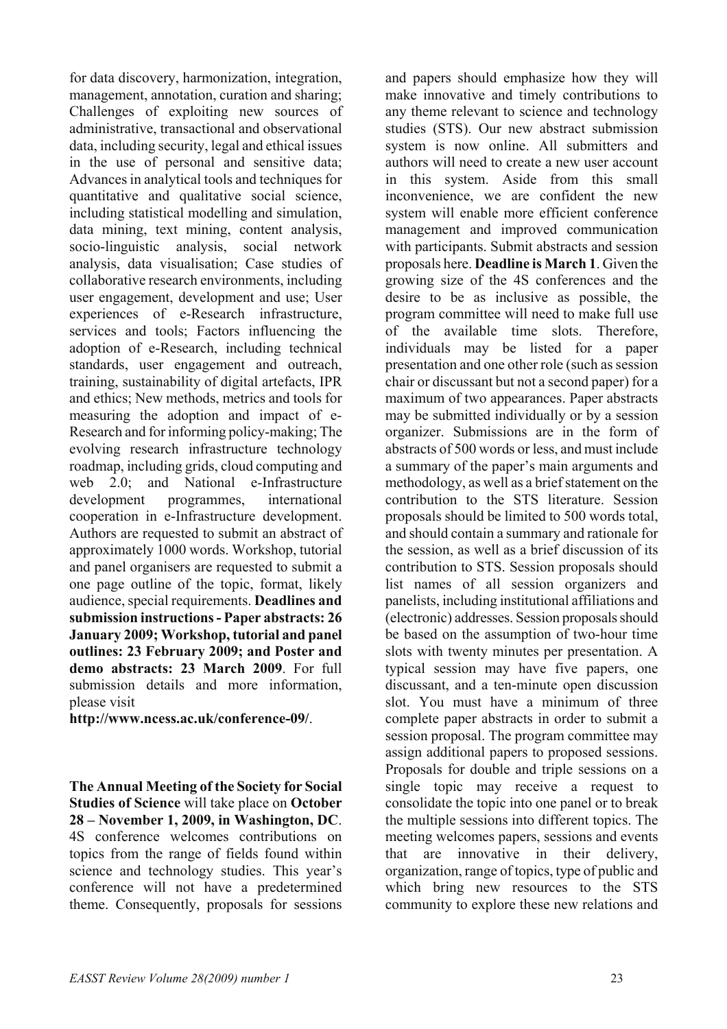for data discovery, harmonization, integration, management, annotation, curation and sharing; Challenges of exploiting new sources of administrative, transactional and observational data, including security, legal and ethical issues in the use of personal and sensitive data; Advances in analytical tools and techniques for quantitative and qualitative social science, including statistical modelling and simulation, data mining, text mining, content analysis, socio-linguistic analysis, social network analysis, data visualisation; Case studies of collaborative research environments, including user engagement, development and use; User experiences of e-Research infrastructure, services and tools; Factors influencing the adoption of e-Research, including technical standards, user engagement and outreach, training, sustainability of digital artefacts, IPR and ethics; New methods, metrics and tools for measuring the adoption and impact of e-Research and for informing policy-making; The evolving research infrastructure technology roadmap, including grids, cloud computing and web 2.0; and National e-Infrastructure development programmes, international cooperation in e-Infrastructure development. Authors are requested to submit an abstract of approximately 1000 words. Workshop, tutorial and panel organisers are requested to submit a one page outline of the topic, format, likely audience, special requirements. **Deadlines and submission instructions - Paper abstracts: 26 January 2009; Workshop, tutorial and panel outlines: 23 February 2009; and Poster and demo abstracts: 23 March 2009**. For full submission details and more information, please visit **http://www.ncess.ac.uk/conference-09/**.

**The Annual Meeting of the Society for Social Studies of Science** will take place on **October 28 – November 1, 2009, in Washington, DC**. 4S conference welcomes contributions on topics from the range of fields found within science and technology studies. This year's conference will not have a predetermined theme. Consequently, proposals for sessions and papers should emphasize how they will make innovative and timely contributions to any theme relevant to science and technology studies (STS). Our new abstract submission system is now online. All submitters and authors will need to create a new user account in this system. Aside from this small inconvenience, we are confident the new system will enable more efficient conference management and improved communication with participants. Submit abstracts and session proposals here. **Deadline is March 1**. Given the growing size of the 4S conferences and the desire to be as inclusive as possible, the program committee will need to make full use of the available time slots. Therefore, individuals may be listed for a paper presentation and one other role (such as session chair or discussant but not a second paper) for a maximum of two appearances. Paper abstracts may be submitted individually or by a session organizer. Submissions are in the form of abstracts of 500 words or less, and must include a summary of the paper's main arguments and methodology, as well as a brief statement on the contribution to the STS literature. Session proposals should be limited to 500 words total, and should contain a summary and rationale for the session, as well as a brief discussion of its contribution to STS. Session proposals should list names of all session organizers and panelists, including institutional affiliations and (electronic) addresses. Session proposals should be based on the assumption of two-hour time slots with twenty minutes per presentation. A typical session may have five papers, one discussant, and a ten-minute open discussion slot. You must have a minimum of three complete paper abstracts in order to submit a session proposal. The program committee may assign additional papers to proposed sessions. Proposals for double and triple sessions on a single topic may receive a request to consolidate the topic into one panel or to break the multiple sessions into different topics. The meeting welcomes papers, sessions and events that are innovative in their delivery, organization, range of topics, type of public and which bring new resources to the STS community to explore these new relations and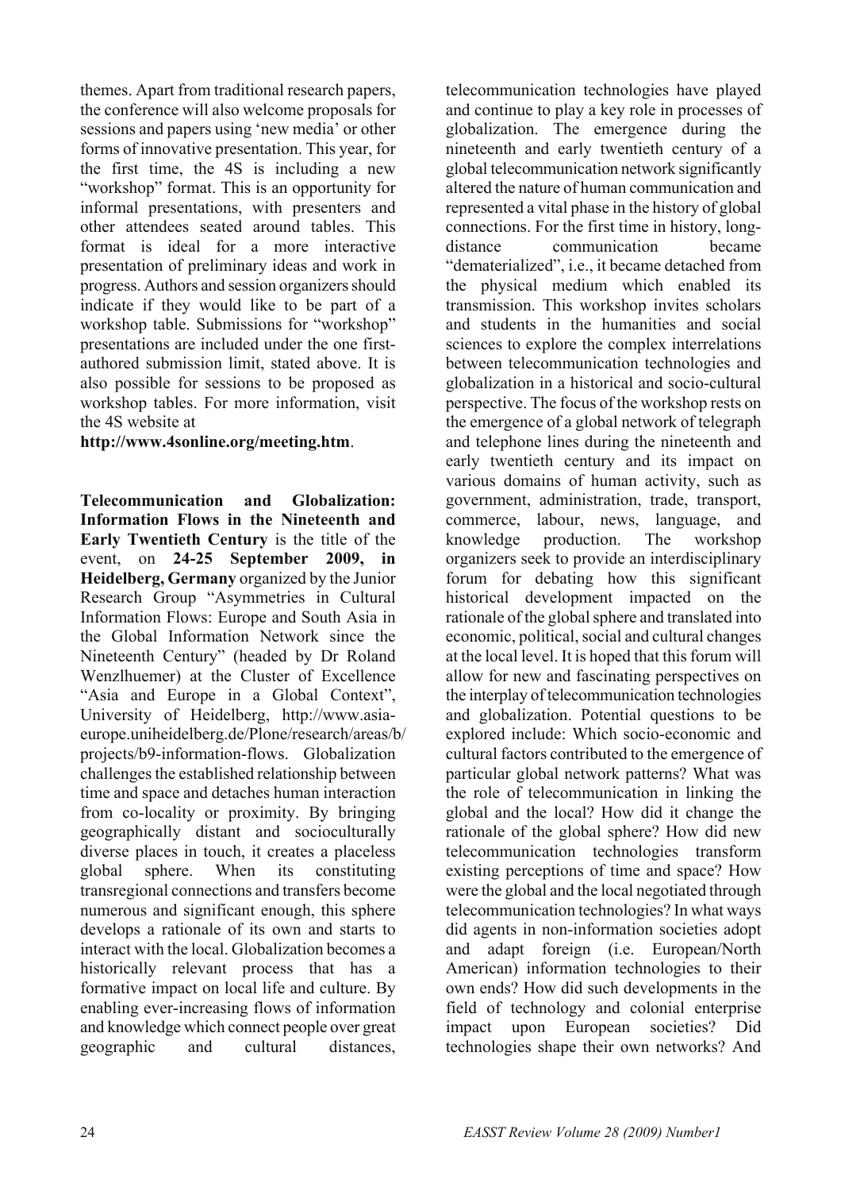themes. Apart from traditional research papers, the conference will also welcome proposals for sessions and papers using 'new media' or other forms of innovative presentation. This year, for the first time, the 4S is including a new "workshop" format. This is an opportunity for informal presentations, with presenters and other attendees seated around tables. This format is ideal for a more interactive presentation of preliminary ideas and work in progress. Authors and session organizers should indicate if they would like to be part of a workshop table. Submissions for "workshop" presentations are included under the one first-authored submission limit, stated above. It is also possible for sessions to be proposed as workshop tables. For more information, visit the 4S website at **http://www.4sonline.org/meeting.htm**.

**Telecommunication and Globalization: Information Flows in the Nineteenth and Early Twentieth Century** is the title of the event, on **24-25 September 2009, in Heidelberg, Germany** organized by the Junior Research Group "Asymmetries in Cultural Information Flows: Europe and South Asia in the Global Information Network since the Nineteenth Century" (headed by Dr Roland Wenzlhuemer) at the Cluster of Excellence "Asia and Europe in a Global Context", University of Heidelberg, http://www.asia-europe.uniheidelberg.de/Plone/research/areas/b/projects/b9-information-flows. Globalization challenges the established relationship between time and space and detaches human interaction from co-locality or proximity. By bringing geographically distant and socioculturally diverse places in touch, it creates a placeless global sphere. When its constituting transregional connections and transfers become numerous and significant enough, this sphere develops a rationale of its own and starts to interact with the local. Globalization becomes a historically relevant process that has a formative impact on local life and culture. By enabling ever-increasing flows of information and knowledge which connect people over great geographic and cultural distances, telecommunication technologies have played and continue to play a key role in processes of globalization. The emergence during the nineteenth and early twentieth century of a global telecommunication network significantly altered the nature of human communication and represented a vital phase in the history of global connections. For the first time in history, long-distance communication became "dematerialized", i.e., it became detached from the physical medium which enabled its transmission. This workshop invites scholars and students in the humanities and social sciences to explore the complex interrelations between telecommunication technologies and globalization in a historical and socio-cultural perspective. The focus of the workshop rests on the emergence of a global network of telegraph and telephone lines during the nineteenth and early twentieth century and its impact on various domains of human activity, such as government, administration, trade, transport, commerce, labour, news, language, and knowledge production. The workshop organizers seek to provide an interdisciplinary forum for debating how this significant historical development impacted on the rationale of the global sphere and translated into economic, political, social and cultural changes at the local level. It is hoped that this forum will allow for new and fascinating perspectives on the interplay of telecommunication technologies and globalization. Potential questions to be explored include: Which socio-economic and cultural factors contributed to the emergence of particular global network patterns? What was the role of telecommunication in linking the global and the local? How did it change the rationale of the global sphere? How did new telecommunication technologies transform existing perceptions of time and space? How were the global and the local negotiated through telecommunication technologies? In what ways did agents in non-information societies adopt and adapt foreign (i.e. European/North American) information technologies to their own ends? How did such developments in the field of technology and colonial enterprise impact upon European societies? Did technologies shape their own networks? And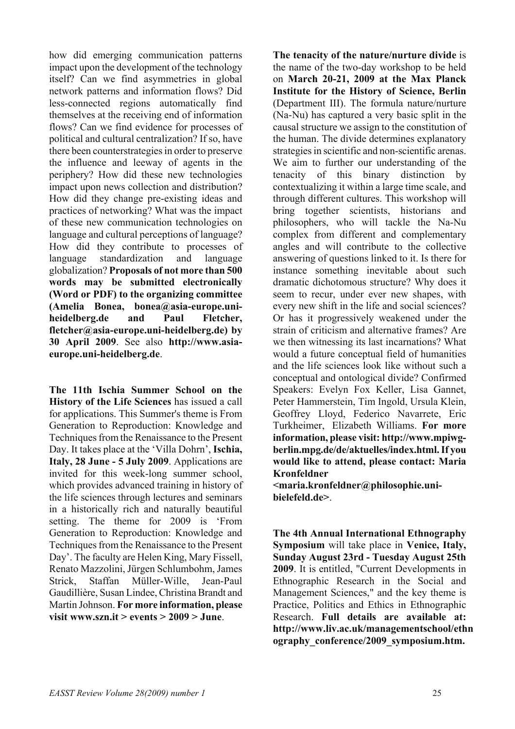how did emerging communication patterns impact upon the development of the technology itself? Can we find asymmetries in global network patterns and information flows? Did less-connected regions automatically find themselves at the receiving end of information flows? Can we find evidence for processes of political and cultural centralization? If so, have there been counterstrategies in order to preserve the influence and leeway of agents in the periphery? How did these new technologies impact upon news collection and distribution? How did they change pre-existing ideas and practices of networking? What was the impact of these new communication technologies on language and cultural perceptions of language? How did they contribute to processes of language standardization and language globalization? **Proposals of not more than 500 words may be submitted electronically (Word or PDF) to the organizing committee (Amelia Bonea, bonea@asia-europe.uni-heidelberg.de and Paul Fletcher, fletcher@asia-europe.uni-heidelberg.de) by 30 April 2009**. See also **http://www.asia-europe.uni-heidelberg.de**.

**The 11th Ischia Summer School on the History of the Life Sciences** has issued a call for applications. This Summer's theme is From Generation to Reproduction: Knowledge and Techniques from the Renaissance to the Present Day. It takes place at the 'Villa Dohrn', **Ischia, Italy, 28 June - 5 July 2009**. Applications are invited for this week-long summer school, which provides advanced training in history of the life sciences through lectures and seminars in a historically rich and naturally beautiful setting. The theme for 2009 is 'From Generation to Reproduction: Knowledge and Techniques from the Renaissance to the Present Day'. The faculty are Helen King, Mary Fissell, Renato Mazzolini, Jürgen Schlumbohm, James Strick, Staffan Müller-Wille, Jean-Paul Gaudillière, Susan Lindee, Christina Brandt and Martin Johnson. **For more information, please visit www.szn.it > events > 2009 > June**.

**The tenacity of the nature/nurture divide** is the name of the two-day workshop to be held on **March 20-21, 2009 at the Max Planck Institute for the History of Science, Berlin** (Department III). The formula nature/nurture (Na-Nu) has captured a very basic split in the causal structure we assign to the constitution of the human. The divide determines explanatory strategies in scientific and non-scientific arenas. We aim to further our understanding of the tenacity of this binary distinction by contextualizing it within a large time scale, and through different cultures. This workshop will bring together scientists, historians and philosophers, who will tackle the Na-Nu complex from different and complementary angles and will contribute to the collective answering of questions linked to it. Is there for instance something inevitable about such dramatic dichotomous structure? Why does it seem to recur, under ever new shapes, with every new shift in the life and social sciences? Or has it progressively weakened under the strain of criticism and alternative frames? Are we then witnessing its last incarnations? What would a future conceptual field of humanities and the life sciences look like without such a conceptual and ontological divide? Confirmed Speakers: Evelyn Fox Keller, Lisa Gannet, Peter Hammerstein, Tim Ingold, Ursula Klein, Geoffrey Lloyd, Federico Navarrete, Eric Turkheimer, Elizabeth Williams. **For more information, please visit: http://www.mpiwg-berlin.mpg.de/de/aktuelles/index.html. If you would like to attend, please contact: Maria Kronfeldner <maria.kronfeldner@philosophie.uni-bielefeld.de>**.

**The 4th Annual International Ethnography Symposium** will take place in **Venice, Italy, Sunday August 23rd - Tuesday August 25th 2009**. It is entitled, "Current Developments in Ethnographic Research in the Social and Management Sciences," and the key theme is Practice, Politics and Ethics in Ethnographic Research. **Full details are available at: http://www.liv.ac.uk/managementschool/ethnography_conference/2009_symposium.htm.**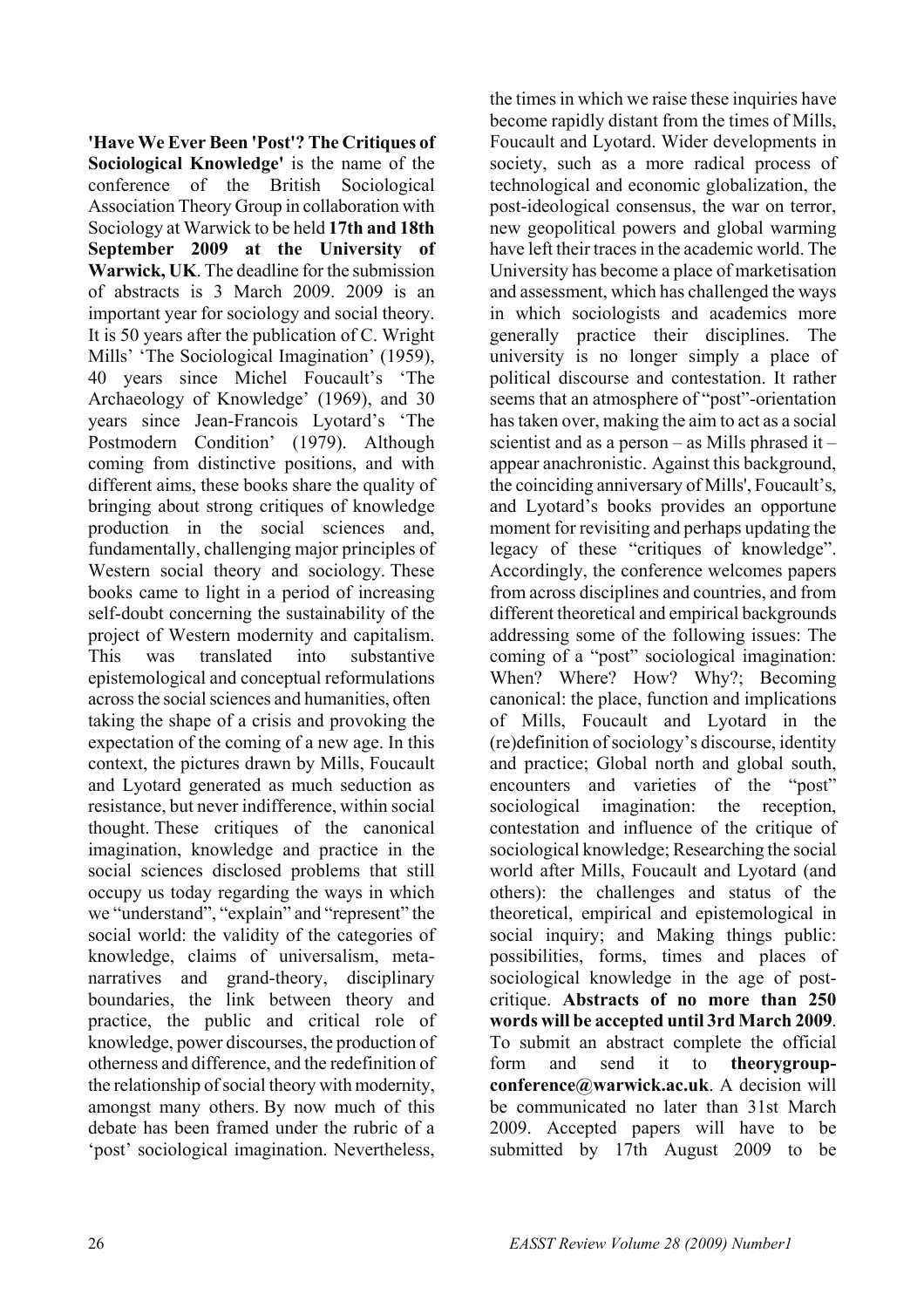**'Have We Ever Been 'Post'? The Critiques of Sociological Knowledge'** is the name of the conference of the British Sociological Association Theory Group in collaboration with Sociology at Warwick to be held **17th and 18th September 2009 at the University of Warwick, UK**. The deadline for the submission of abstracts is 3 March 2009. 2009 is an important year for sociology and social theory. It is 50 years after the publication of C. Wright Mills' 'The Sociological Imagination' (1959), 40 years since Michel Foucault's 'The Archaeology of Knowledge' (1969), and 30 years since Jean-Francois Lyotard's 'The Postmodern Condition' (1979). Although coming from distinctive positions, and with different aims, these books share the quality of bringing about strong critiques of knowledge production in the social sciences and, fundamentally, challenging major principles of Western social theory and sociology. These books came to light in a period of increasing self-doubt concerning the sustainability of the project of Western modernity and capitalism. This was translated into substantive epistemological and conceptual reformulations across the social sciences and humanities, often taking the shape of a crisis and provoking the expectation of the coming of a new age. In this context, the pictures drawn by Mills, Foucault and Lyotard generated as much seduction as resistance, but never indifference, within social thought. These critiques of the canonical imagination, knowledge and practice in the social sciences disclosed problems that still occupy us today regarding the ways in which we "understand", "explain" and "represent" the social world: the validity of the categories of knowledge, claims of universalism, meta-narratives and grand-theory, disciplinary boundaries, the link between theory and practice, the public and critical role of knowledge, power discourses, the production of otherness and difference, and the redefinition of the relationship of social theory with modernity, amongst many others. By now much of this debate has been framed under the rubric of a 'post' sociological imagination. Nevertheless, the times in which we raise these inquiries have become rapidly distant from the times of Mills, Foucault and Lyotard. Wider developments in society, such as a more radical process of technological and economic globalization, the post-ideological consensus, the war on terror, new geopolitical powers and global warming have left their traces in the academic world. The University has become a place of marketisation and assessment, which has challenged the ways in which sociologists and academics more generally practice their disciplines. The university is no longer simply a place of political discourse and contestation. It rather seems that an atmosphere of "post"-orientation has taken over, making the aim to act as a social scientist and as a person – as Mills phrased it – appear anachronistic. Against this background, the coinciding anniversary of Mills', Foucault's, and Lyotard's books provides an opportune moment for revisiting and perhaps updating the legacy of these "critiques of knowledge". Accordingly, the conference welcomes papers from across disciplines and countries, and from different theoretical and empirical backgrounds addressing some of the following issues: The coming of a "post" sociological imagination: When? Where? How? Why?; Becoming canonical: the place, function and implications of Mills, Foucault and Lyotard in the (re)definition of sociology's discourse, identity and practice; Global north and global south, encounters and varieties of the "post" sociological imagination: the reception, contestation and influence of the critique of sociological knowledge; Researching the social world after Mills, Foucault and Lyotard (and others): the challenges and status of the theoretical, empirical and epistemological in social inquiry; and Making things public: possibilities, forms, times and places of sociological knowledge in the age of post-critique. **Abstracts of no more than 250 words will be accepted until 3rd March 2009**. To submit an abstract complete the official form and send it to **theorygroup-conference@warwick.ac.uk**. A decision will be communicated no later than 31st March 2009. Accepted papers will have to be submitted by 17th August 2009 to be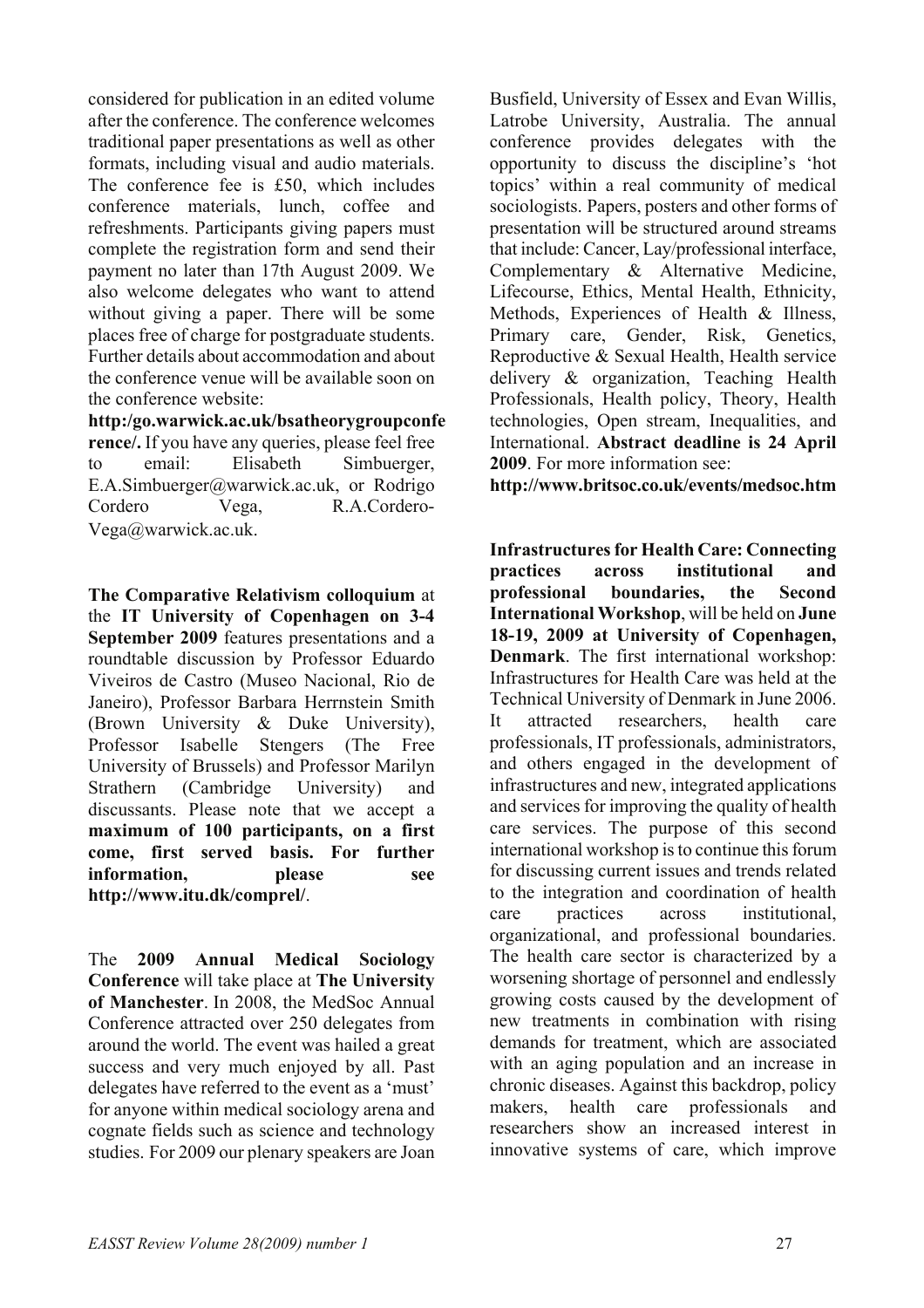considered for publication in an edited volume after the conference. The conference welcomes traditional paper presentations as well as other formats, including visual and audio materials. The conference fee is £50, which includes conference materials, lunch, coffee and refreshments. Participants giving papers must complete the registration form and send their payment no later than 17th August 2009. We also welcome delegates who want to attend without giving a paper. There will be some places free of charge for postgraduate students. Further details about accommodation and about the conference venue will be available soon on the conference website: **http:/go.warwick.ac.uk/bsatheorygroupconference/.** If you have any queries, please feel free to email: Elisabeth Simbuerger, E.A.Simbuerger@warwick.ac.uk, or Rodrigo Cordero Vega, R.A.Cordero-Vega@warwick.ac.uk.

**The Comparative Relativism colloquium** at the **IT University of Copenhagen on 3-4 September 2009** features presentations and a roundtable discussion by Professor Eduardo Viveiros de Castro (Museo Nacional, Rio de Janeiro), Professor Barbara Herrnstein Smith (Brown University & Duke University), Professor Isabelle Stengers (The Free University of Brussels) and Professor Marilyn Strathern (Cambridge University) and discussants. Please note that we accept a **maximum of 100 participants, on a first come, first served basis. For further information, please see http://www.itu.dk/comprel/**.

The **2009 Annual Medical Sociology Conference** will take place at **The University of Manchester**. In 2008, the MedSoc Annual Conference attracted over 250 delegates from around the world. The event was hailed a great success and very much enjoyed by all. Past delegates have referred to the event as a 'must' for anyone within medical sociology arena and cognate fields such as science and technology studies. For 2009 our plenary speakers are Joan Busfield, University of Essex and Evan Willis, Latrobe University, Australia. The annual conference provides delegates with the opportunity to discuss the discipline's 'hot topics' within a real community of medical sociologists. Papers, posters and other forms of presentation will be structured around streams that include: Cancer, Lay/professional interface, Complementary & Alternative Medicine, Lifecourse, Ethics, Mental Health, Ethnicity, Methods, Experiences of Health & Illness, Primary care, Gender, Risk, Genetics, Reproductive & Sexual Health, Health service delivery & organization, Teaching Health Professionals, Health policy, Theory, Health technologies, Open stream, Inequalities, and International. **Abstract deadline is 24 April 2009**. For more information see: **http://www.britsoc.co.uk/events/medsoc.htm**

**Infrastructures for Health Care: Connecting practices across institutional and professional boundaries, the Second International Workshop**, will be held on **June 18-19, 2009 at University of Copenhagen, Denmark**. The first international workshop: Infrastructures for Health Care was held at the Technical University of Denmark in June 2006. It attracted researchers, health care professionals, IT professionals, administrators, and others engaged in the development of infrastructures and new, integrated applications and services for improving the quality of health care services. The purpose of this second international workshop is to continue this forum for discussing current issues and trends related to the integration and coordination of health care practices across institutional, organizational, and professional boundaries. The health care sector is characterized by a worsening shortage of personnel and endlessly growing costs caused by the development of new treatments in combination with rising demands for treatment, which are associated with an aging population and an increase in chronic diseases. Against this backdrop, policy makers, health care professionals and researchers show an increased interest in innovative systems of care, which improve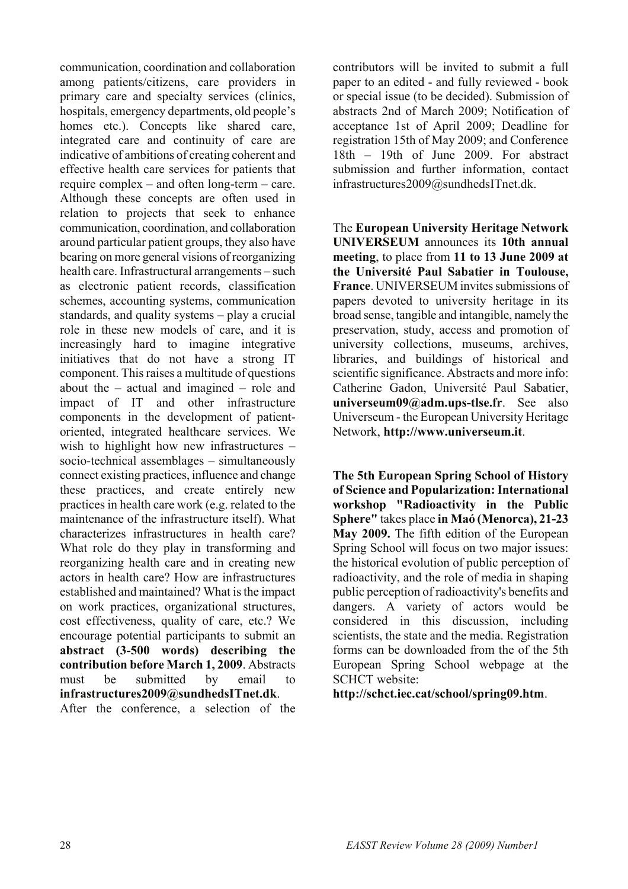communication, coordination and collaboration among patients/citizens, care providers in primary care and specialty services (clinics, hospitals, emergency departments, old people's homes etc.). Concepts like shared care, integrated care and continuity of care are indicative of ambitions of creating coherent and effective health care services for patients that require complex – and often long-term – care. Although these concepts are often used in relation to projects that seek to enhance communication, coordination, and collaboration around particular patient groups, they also have bearing on more general visions of reorganizing health care. Infrastructural arrangements – such as electronic patient records, classification schemes, accounting systems, communication standards, and quality systems – play a crucial role in these new models of care, and it is increasingly hard to imagine integrative initiatives that do not have a strong IT component. This raises a multitude of questions about the – actual and imagined – role and impact of IT and other infrastructure components in the development of patient-oriented, integrated healthcare services. We wish to highlight how new infrastructures – socio-technical assemblages – simultaneously connect existing practices, influence and change these practices, and create entirely new practices in health care work (e.g. related to the maintenance of the infrastructure itself). What characterizes infrastructures in health care? What role do they play in transforming and reorganizing health care and in creating new actors in health care? How are infrastructures established and maintained? What is the impact on work practices, organizational structures, cost effectiveness, quality of care, etc.? We encourage potential participants to submit an **abstract (3-500 words) describing the contribution before March 1, 2009**. Abstracts must be submitted by email to **infrastructures2009@sundhedsITnet.dk**. After the conference, a selection of the contributors will be invited to submit a full paper to an edited - and fully reviewed - book or special issue (to be decided). Submission of abstracts 2nd of March 2009; Notification of acceptance 1st of April 2009; Deadline for registration 15th of May 2009; and Conference 18th – 19th of June 2009. For abstract submission and further information, contact infrastructures2009@sundhedsITnet.dk.

The **European University Heritage Network UNIVERSEUM** announces its **10th annual meeting**, to place from **11 to 13 June 2009 at the Université Paul Sabatier in Toulouse, France**. UNIVERSEUM invites submissions of papers devoted to university heritage in its broad sense, tangible and intangible, namely the preservation, study, access and promotion of university collections, museums, archives, libraries, and buildings of historical and scientific significance. Abstracts and more info: Catherine Gadon, Université Paul Sabatier, **universeum09@adm.ups-tlse.fr**. See also Universeum - the European University Heritage Network, **http://www.universeum.it**.

**The 5th European Spring School of History of Science and Popularization: International workshop "Radioactivity in the Public Sphere"** takes place **in Maó (Menorca), 21-23 May 2009.** The fifth edition of the European Spring School will focus on two major issues: the historical evolution of public perception of radioactivity, and the role of media in shaping public perception of radioactivity's benefits and dangers. A variety of actors would be considered in this discussion, including scientists, the state and the media. Registration forms can be downloaded from the of the 5th European Spring School webpage at the SCHCT website: **http://schct.iec.cat/school/spring09.htm**.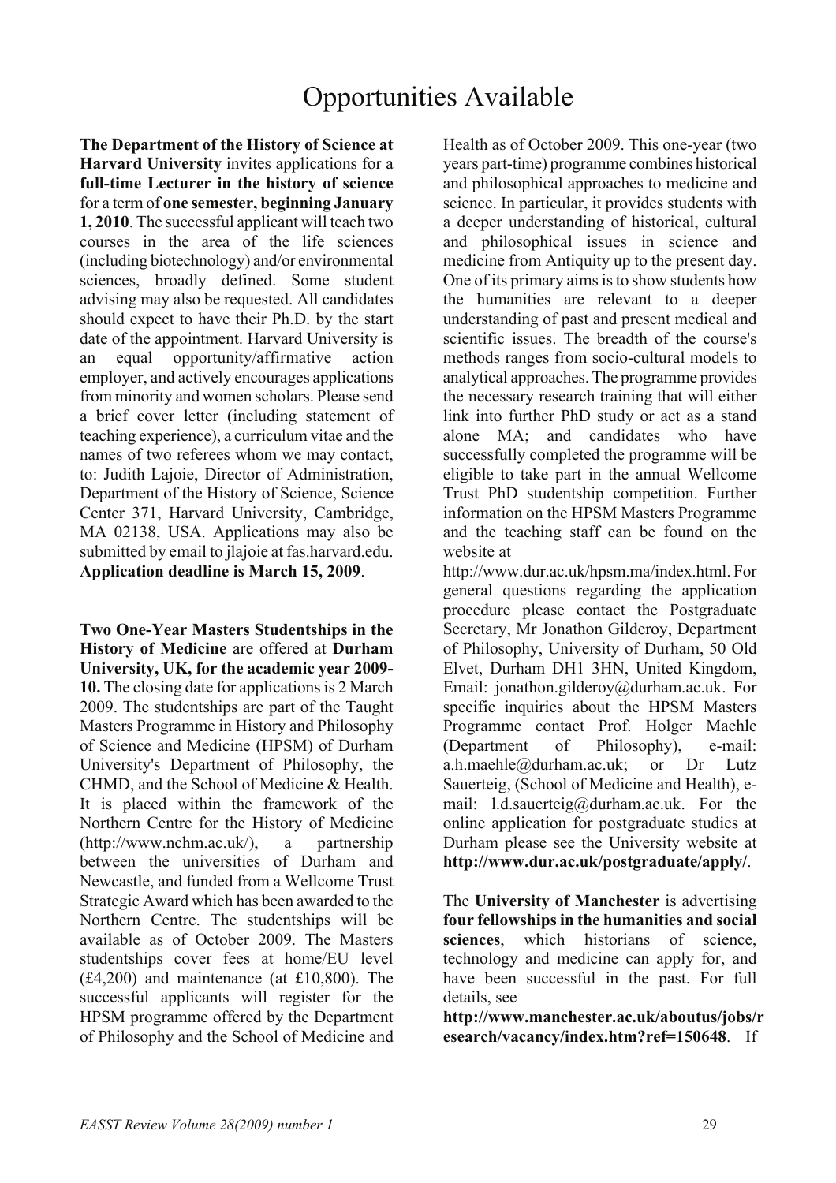# Opportunities Available

**The Department of the History of Science at Harvard University** invites applications for a **full-time Lecturer in the history of science** for a term of **one semester, beginning January 1, 2010**. The successful applicant will teach two courses in the area of the life sciences (including biotechnology) and/or environmental sciences, broadly defined. Some student advising may also be requested. All candidates should expect to have their Ph.D. by the start date of the appointment. Harvard University is an equal opportunity/affirmative action employer, and actively encourages applications from minority and women scholars. Please send a brief cover letter (including statement of teaching experience), a curriculum vitae and the names of two referees whom we may contact, to: Judith Lajoie, Director of Administration, Department of the History of Science, Science Center 371, Harvard University, Cambridge, MA 02138, USA. Applications may also be submitted by email to jlajoie at fas.harvard.edu. **Application deadline is March 15, 2009**.

**Two One-Year Masters Studentships in the History of Medicine** are offered at **Durham University, UK, for the academic year 2009-10.** The closing date for applications is 2 March 2009. The studentships are part of the Taught Masters Programme in History and Philosophy of Science and Medicine (HPSM) of Durham University's Department of Philosophy, the CHMD, and the School of Medicine & Health. It is placed within the framework of the Northern Centre for the History of Medicine (http://www.nchm.ac.uk/), a partnership between the universities of Durham and Newcastle, and funded from a Wellcome Trust Strategic Award which has been awarded to the Northern Centre. The studentships will be available as of October 2009. The Masters studentships cover fees at home/EU level (£4,200) and maintenance (at £10,800). The successful applicants will register for the HPSM programme offered by the Department of Philosophy and the School of Medicine and Health as of October 2009. This one-year (two years part-time) programme combines historical and philosophical approaches to medicine and science. In particular, it provides students with a deeper understanding of historical, cultural and philosophical issues in science and medicine from Antiquity up to the present day. One of its primary aims is to show students how the humanities are relevant to a deeper understanding of past and present medical and scientific issues. The breadth of the course's methods ranges from socio-cultural models to analytical approaches. The programme provides the necessary research training that will either link into further PhD study or act as a stand alone MA; and candidates who have successfully completed the programme will be eligible to take part in the annual Wellcome Trust PhD studentship competition. Further information on the HPSM Masters Programme and the teaching staff can be found on the website at http://www.dur.ac.uk/hpsm.ma/index.html. For general questions regarding the application procedure please contact the Postgraduate Secretary, Mr Jonathon Gilderoy, Department of Philosophy, University of Durham, 50 Old Elvet, Durham DH1 3HN, United Kingdom, Email: jonathon.gilderoy@durham.ac.uk. For specific inquiries about the HPSM Masters Programme contact Prof. Holger Maehle (Department of Philosophy), e-mail: a.h.maehle@durham.ac.uk; or Dr Lutz Sauerteig, (School of Medicine and Health), e-mail: l.d.sauerteig@durham.ac.uk. For the online application for postgraduate studies at Durham please see the University website at **http://www.dur.ac.uk/postgraduate/apply/**.

The **University of Manchester** is advertising **four fellowships in the humanities and social sciences**, which historians of science, technology and medicine can apply for, and have been successful in the past. For full details, see **http://www.manchester.ac.uk/aboutus/jobs/research/vacancy/index.htm?ref=150648**. If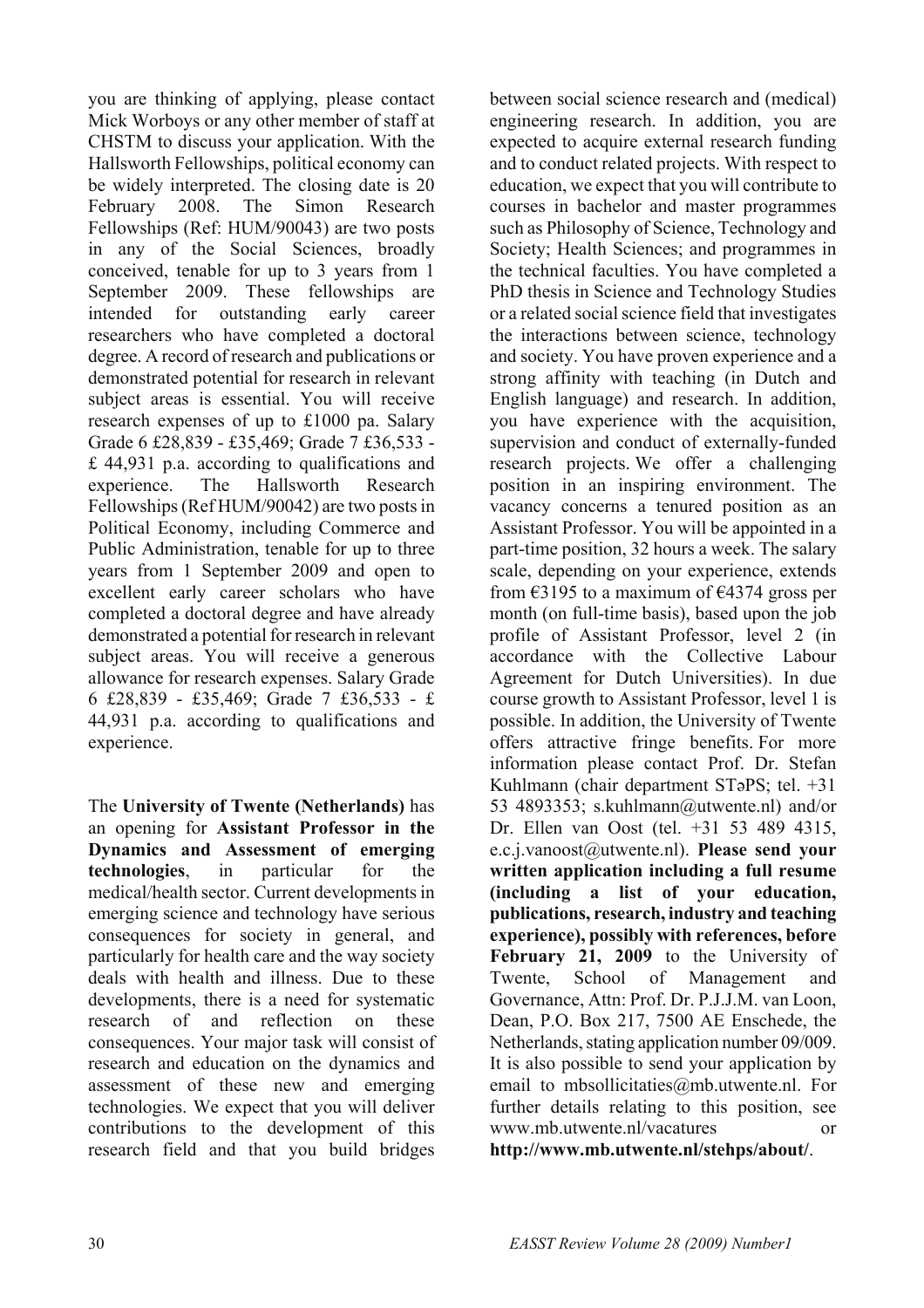you are thinking of applying, please contact Mick Worboys or any other member of staff at CHSTM to discuss your application. With the Hallsworth Fellowships, political economy can be widely interpreted. The closing date is 20 February 2008. The Simon Research Fellowships (Ref: HUM/90043) are two posts in any of the Social Sciences, broadly conceived, tenable for up to 3 years from 1 September 2009. These fellowships are intended for outstanding early career researchers who have completed a doctoral degree. A record of research and publications or demonstrated potential for research in relevant subject areas is essential. You will receive research expenses of up to £1000 pa. Salary Grade 6 £28,839 - £35,469; Grade 7 £36,533 - £ 44,931 p.a. according to qualifications and experience. The Hallsworth Research Fellowships (Ref HUM/90042) are two posts in Political Economy, including Commerce and Public Administration, tenable for up to three years from 1 September 2009 and open to excellent early career scholars who have completed a doctoral degree and have already demonstrated a potential for research in relevant subject areas. You will receive a generous allowance for research expenses. Salary Grade 6 £28,839 - £35,469; Grade 7 £36,533 - £ 44,931 p.a. according to qualifications and experience.

The **University of Twente (Netherlands)** has an opening for **Assistant Professor in the Dynamics and Assessment of emerging technologies**, in particular for the medical/health sector. Current developments in emerging science and technology have serious consequences for society in general, and particularly for health care and the way society deals with health and illness. Due to these developments, there is a need for systematic research of and reflection on these consequences. Your major task will consist of research and education on the dynamics and assessment of these new and emerging technologies. We expect that you will deliver contributions to the development of this research field and that you build bridges between social science research and (medical) engineering research. In addition, you are expected to acquire external research funding and to conduct related projects. With respect to education, we expect that you will contribute to courses in bachelor and master programmes such as Philosophy of Science, Technology and Society; Health Sciences; and programmes in the technical faculties. You have completed a PhD thesis in Science and Technology Studies or a related social science field that investigates the interactions between science, technology and society. You have proven experience and a strong affinity with teaching (in Dutch and English language) and research. In addition, you have experience with the acquisition, supervision and conduct of externally-funded research projects. We offer a challenging position in an inspiring environment. The vacancy concerns a tenured position as an Assistant Professor. You will be appointed in a part-time position, 32 hours a week. The salary scale, depending on your experience, extends from €3195 to a maximum of €4374 gross per month (on full-time basis), based upon the job profile of Assistant Professor, level 2 (in accordance with the Collective Labour Agreement for Dutch Universities). In due course growth to Assistant Professor, level 1 is possible. In addition, the University of Twente offers attractive fringe benefits. For more information please contact Prof. Dr. Stefan Kuhlmann (chair department STəPS; tel. +31 53 4893353; s.kuhlmann@utwente.nl) and/or Dr. Ellen van Oost (tel. +31 53 489 4315, e.c.j.vanoost@utwente.nl). **Please send your written application including a full resume (including a list of your education, publications, research, industry and teaching experience), possibly with references, before February 21, 2009** to the University of Twente, School of Management and Governance, Attn: Prof. Dr. P.J.J.M. van Loon, Dean, P.O. Box 217, 7500 AE Enschede, the Netherlands, stating application number 09/009. It is also possible to send your application by email to mbsollicitaties@mb.utwente.nl. For further details relating to this position, see www.mb.utwente.nl/vacatures or **http://www.mb.utwente.nl/stehps/about/**.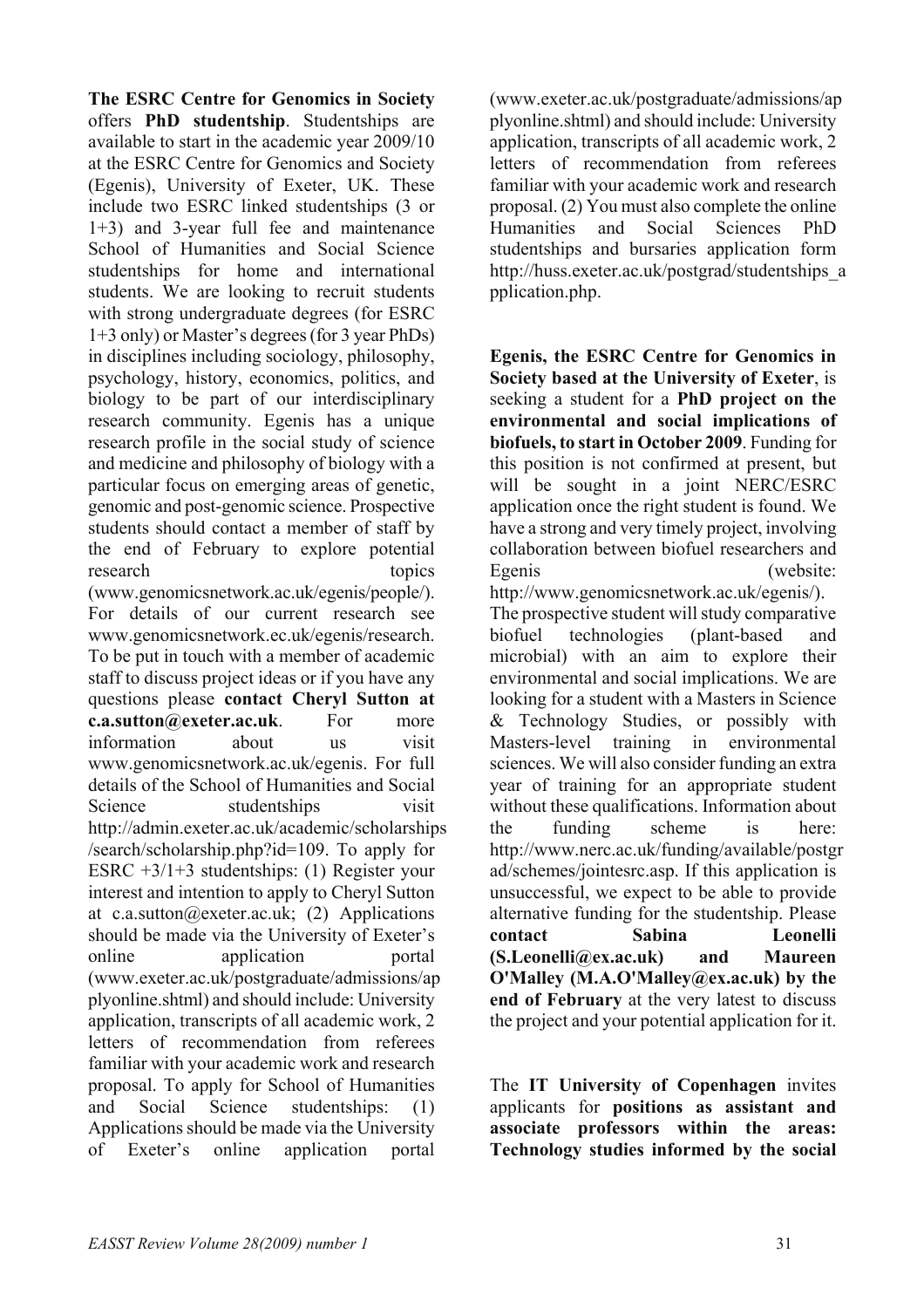**The ESRC Centre for Genomics in Society** offers **PhD studentship**. Studentships are available to start in the academic year 2009/10 at the ESRC Centre for Genomics and Society (Egenis), University of Exeter, UK. These include two ESRC linked studentships (3 or 1+3) and 3-year full fee and maintenance School of Humanities and Social Science studentships for home and international students. We are looking to recruit students with strong undergraduate degrees (for ESRC 1+3 only) or Master's degrees (for 3 year PhDs) in disciplines including sociology, philosophy, psychology, history, economics, politics, and biology to be part of our interdisciplinary research community. Egenis has a unique research profile in the social study of science and medicine and philosophy of biology with a particular focus on emerging areas of genetic, genomic and post-genomic science. Prospective students should contact a member of staff by the end of February to explore potential research topics (www.genomicsnetwork.ac.uk/egenis/people/). For details of our current research see www.genomicsnetwork.ec.uk/egenis/research. To be put in touch with a member of academic staff to discuss project ideas or if you have any questions please **contact Cheryl Sutton at c.a.sutton@exeter.ac.uk**. For more information about us visit www.genomicsnetwork.ac.uk/egenis. For full details of the School of Humanities and Social Science studentships visit http://admin.exeter.ac.uk/academic/scholarships/search/scholarship.php?id=109. To apply for ESRC +3/1+3 studentships: (1) Register your interest and intention to apply to Cheryl Sutton at c.a.sutton@exeter.ac.uk; (2) Applications should be made via the University of Exeter's online application portal (www.exeter.ac.uk/postgraduate/admissions/applyonline.shtml) and should include: University application, transcripts of all academic work, 2 letters of recommendation from referees familiar with your academic work and research proposal. To apply for School of Humanities and Social Science studentships: (1) Applications should be made via the University of Exeter's online application portal (www.exeter.ac.uk/postgraduate/admissions/applyonline.shtml) and should include: University application, transcripts of all academic work, 2 letters of recommendation from referees familiar with your academic work and research proposal. (2) You must also complete the online Humanities and Social Sciences PhD studentships and bursaries application form http://huss.exeter.ac.uk/postgrad/studentships_application.php.

**Egenis, the ESRC Centre for Genomics in Society based at the University of Exeter**, is seeking a student for a **PhD project on the environmental and social implications of biofuels, to start in October 2009**. Funding for this position is not confirmed at present, but will be sought in a joint NERC/ESRC application once the right student is found. We have a strong and very timely project, involving collaboration between biofuel researchers and Egenis (website: http://www.genomicsnetwork.ac.uk/egenis/). The prospective student will study comparative biofuel technologies (plant-based and microbial) with an aim to explore their environmental and social implications. We are looking for a student with a Masters in Science & Technology Studies, or possibly with Masters-level training in environmental sciences. We will also consider funding an extra year of training for an appropriate student without these qualifications. Information about the funding scheme is here: http://www.nerc.ac.uk/funding/available/postgrad/schemes/jointesrc.asp. If this application is unsuccessful, we expect to be able to provide alternative funding for the studentship. Please **contact Sabina Leonelli (S.Leonelli@ex.ac.uk) and Maureen O'Malley (M.A.O'Malley@ex.ac.uk) by the end of February** at the very latest to discuss the project and your potential application for it.

The **IT University of Copenhagen** invites applicants for **positions as assistant and associate professors within the areas: Technology studies informed by the social**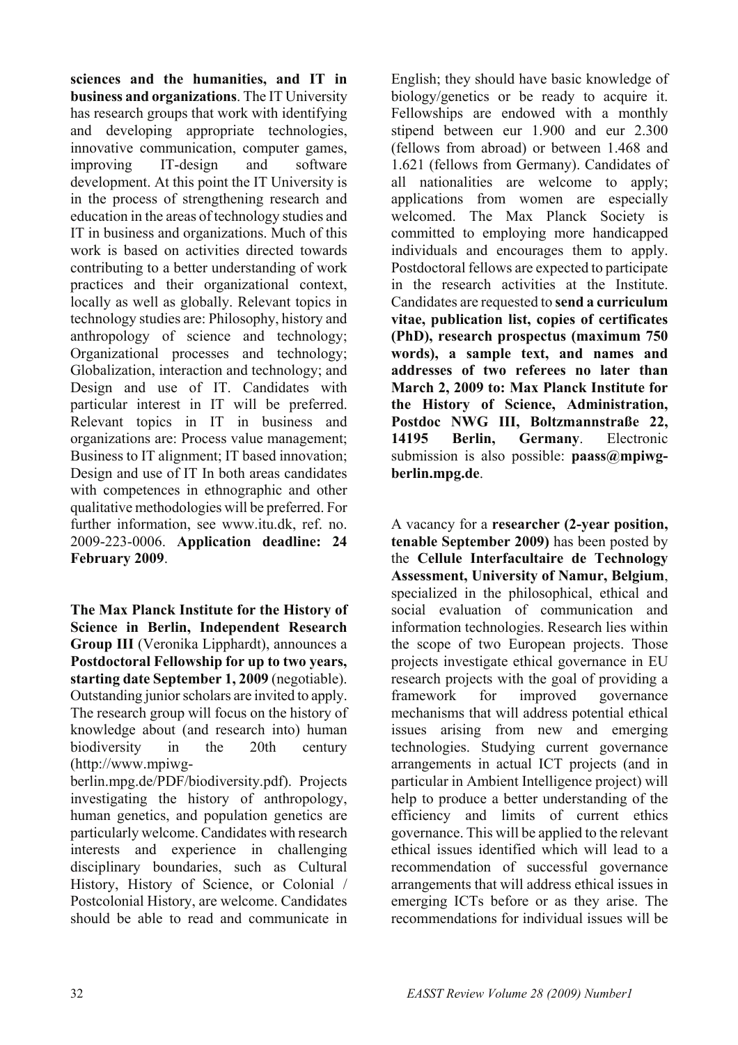**sciences and the humanities, and IT in business and organizations**. The IT University has research groups that work with identifying and developing appropriate technologies, innovative communication, computer games, improving IT-design and software development. At this point the IT University is in the process of strengthening research and education in the areas of technology studies and IT in business and organizations. Much of this work is based on activities directed towards contributing to a better understanding of work practices and their organizational context, locally as well as globally. Relevant topics in technology studies are: Philosophy, history and anthropology of science and technology; Organizational processes and technology; Globalization, interaction and technology; and Design and use of IT. Candidates with particular interest in IT will be preferred. Relevant topics in IT in business and organizations are: Process value management; Business to IT alignment; IT based innovation; Design and use of IT In both areas candidates with competences in ethnographic and other qualitative methodologies will be preferred. For further information, see www.itu.dk, ref. no. 2009-223-0006. **Application deadline: 24 February 2009**.

**The Max Planck Institute for the History of Science in Berlin, Independent Research Group III** (Veronika Lipphardt), announces a **Postdoctoral Fellowship for up to two years, starting date September 1, 2009** (negotiable). Outstanding junior scholars are invited to apply. The research group will focus on the history of knowledge about (and research into) human biodiversity in the 20th century (http://www.mpiwg-berlin.mpg.de/PDF/biodiversity.pdf). Projects investigating the history of anthropology, human genetics, and population genetics are particularly welcome. Candidates with research interests and experience in challenging disciplinary boundaries, such as Cultural History, History of Science, or Colonial / Postcolonial History, are welcome. Candidates should be able to read and communicate in English; they should have basic knowledge of biology/genetics or be ready to acquire it. Fellowships are endowed with a monthly stipend between eur 1.900 and eur 2.300 (fellows from abroad) or between 1.468 and 1.621 (fellows from Germany). Candidates of all nationalities are welcome to apply; applications from women are especially welcomed. The Max Planck Society is committed to employing more handicapped individuals and encourages them to apply. Postdoctoral fellows are expected to participate in the research activities at the Institute. Candidates are requested to **send a curriculum vitae, publication list, copies of certificates (PhD), research prospectus (maximum 750 words), a sample text, and names and addresses of two referees no later than March 2, 2009 to: Max Planck Institute for the History of Science, Administration, Postdoc NWG III, Boltzmannstraße 22, 14195 Berlin, Germany**. Electronic submission is also possible: **paass@mpiwg-berlin.mpg.de**.

A vacancy for a **researcher (2-year position, tenable September 2009)** has been posted by the **Cellule Interfacultaire de Technology Assessment, University of Namur, Belgium**, specialized in the philosophical, ethical and social evaluation of communication and information technologies. Research lies within the scope of two European projects. Those projects investigate ethical governance in EU research projects with the goal of providing a framework for improved governance mechanisms that will address potential ethical issues arising from new and emerging technologies. Studying current governance arrangements in actual ICT projects (and in particular in Ambient Intelligence project) will help to produce a better understanding of the efficiency and limits of current ethics governance. This will be applied to the relevant ethical issues identified which will lead to a recommendation of successful governance arrangements that will address ethical issues in emerging ICTs before or as they arise. The recommendations for individual issues will be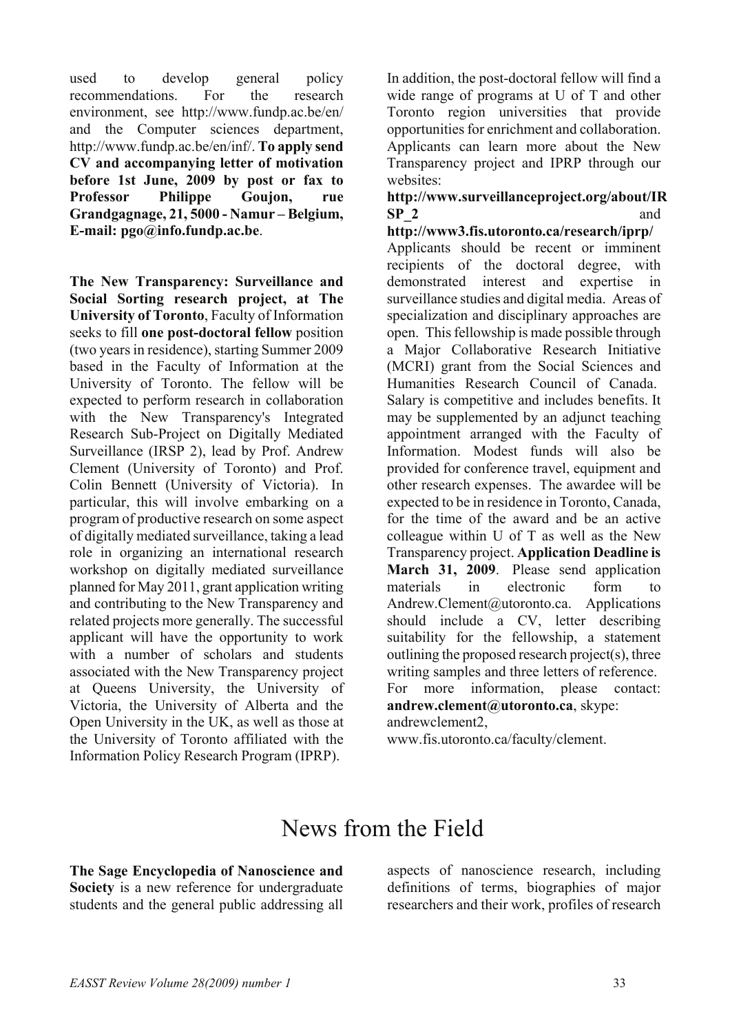used to develop general policy recommendations. For the research environment, see http://www.fundp.ac.be/en/ and the Computer sciences department, http://www.fundp.ac.be/en/inf/. **To apply send CV and accompanying letter of motivation before 1st June, 2009 by post or fax to Professor Philippe Goujon, rue Grandgagnage, 21, 5000 - Namur – Belgium, E-mail: pgo@info.fundp.ac.be**.

**The New Transparency: Surveillance and Social Sorting research project, at The University of Toronto**, Faculty of Information seeks to fill **one post-doctoral fellow** position (two years in residence), starting Summer 2009 based in the Faculty of Information at the University of Toronto. The fellow will be expected to perform research in collaboration with the New Transparency's Integrated Research Sub-Project on Digitally Mediated Surveillance (IRSP 2), lead by Prof. Andrew Clement (University of Toronto) and Prof. Colin Bennett (University of Victoria). In particular, this will involve embarking on a program of productive research on some aspect of digitally mediated surveillance, taking a lead role in organizing an international research workshop on digitally mediated surveillance planned for May 2011, grant application writing and contributing to the New Transparency and related projects more generally. The successful applicant will have the opportunity to work with a number of scholars and students associated with the New Transparency project at Queens University, the University of Victoria, the University of Alberta and the Open University in the UK, as well as those at the University of Toronto affiliated with the Information Policy Research Program (IPRP).

In addition, the post-doctoral fellow will find a wide range of programs at U of T and other Toronto region universities that provide opportunities for enrichment and collaboration. Applicants can learn more about the New Transparency project and IPRP through our websites:

**http://www.surveillanceproject.org/about/IRSP_2** and **http://www3.fis.utoronto.ca/research/iprp/**

Applicants should be recent or imminent recipients of the doctoral degree, with demonstrated interest and expertise in surveillance studies and digital media. Areas of specialization and disciplinary approaches are open. This fellowship is made possible through a Major Collaborative Research Initiative (MCRI) grant from the Social Sciences and Humanities Research Council of Canada. Salary is competitive and includes benefits. It may be supplemented by an adjunct teaching appointment arranged with the Faculty of Information. Modest funds will also be provided for conference travel, equipment and other research expenses. The awardee will be expected to be in residence in Toronto, Canada, for the time of the award and be an active colleague within U of T as well as the New Transparency project. **Application Deadline is March 31, 2009**. Please send application materials in electronic form to Andrew.Clement@utoronto.ca. Applications should include a CV, letter describing suitability for the fellowship, a statement outlining the proposed research project(s), three writing samples and three letters of reference. For more information, please contact: **andrew.clement@utoronto.ca**, skype: andrewclement2, www.fis.utoronto.ca/faculty/clement.

# News from the Field

**The Sage Encyclopedia of Nanoscience and Society** is a new reference for undergraduate students and the general public addressing all aspects of nanoscience research, including definitions of terms, biographies of major researchers and their work, profiles of research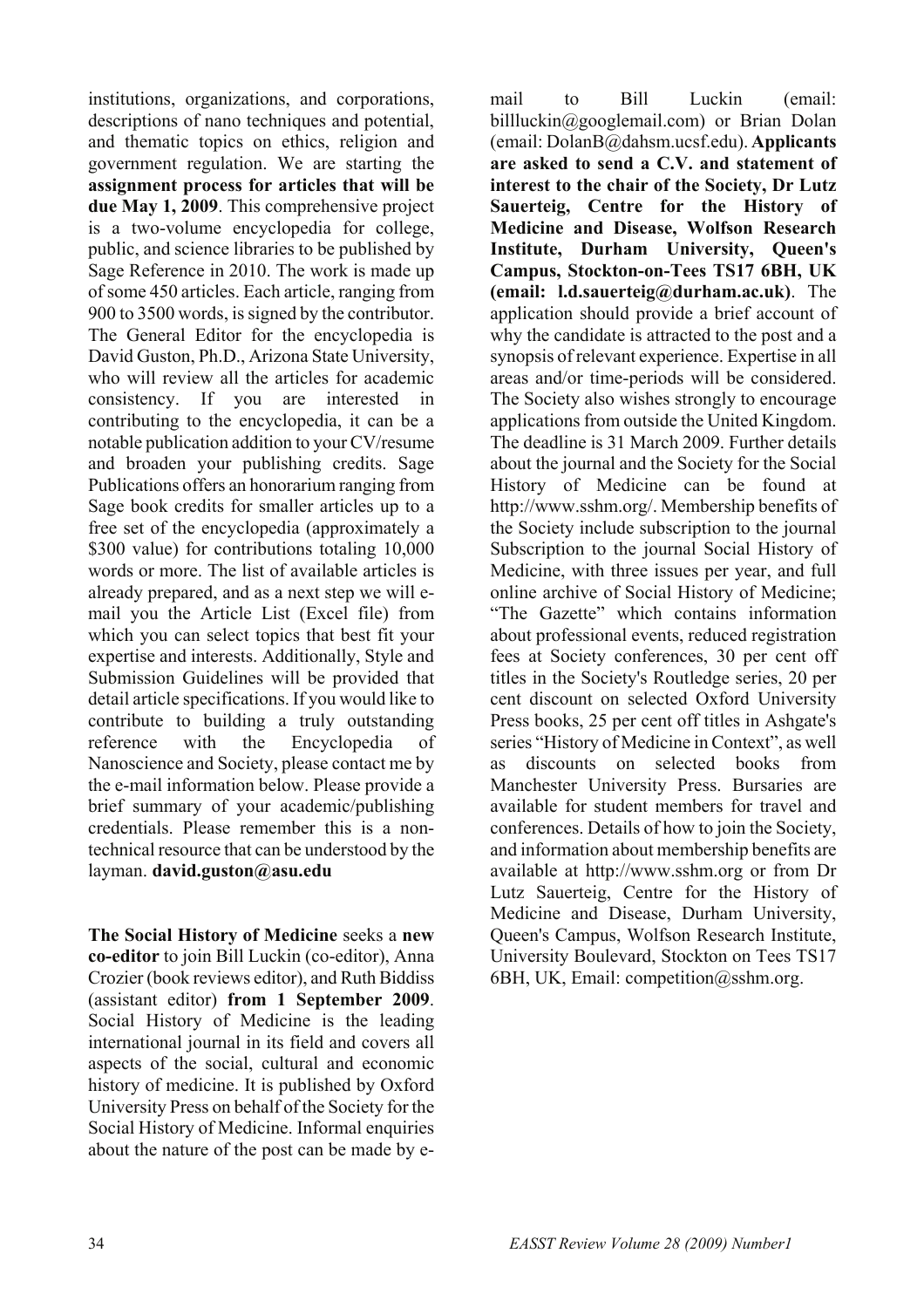institutions, organizations, and corporations, descriptions of nano techniques and potential, and thematic topics on ethics, religion and government regulation. We are starting the **assignment process for articles that will be due May 1, 2009**. This comprehensive project is a two-volume encyclopedia for college, public, and science libraries to be published by Sage Reference in 2010. The work is made up of some 450 articles. Each article, ranging from 900 to 3500 words, is signed by the contributor. The General Editor for the encyclopedia is David Guston, Ph.D., Arizona State University, who will review all the articles for academic consistency. If you are interested in contributing to the encyclopedia, it can be a notable publication addition to your CV/resume and broaden your publishing credits. Sage Publications offers an honorarium ranging from Sage book credits for smaller articles up to a free set of the encyclopedia (approximately a \$300 value) for contributions totaling 10,000 words or more. The list of available articles is already prepared, and as a next step we will e-mail you the Article List (Excel file) from which you can select topics that best fit your expertise and interests. Additionally, Style and Submission Guidelines will be provided that detail article specifications. If you would like to contribute to building a truly outstanding reference with the Encyclopedia of Nanoscience and Society, please contact me by the e-mail information below. Please provide a brief summary of your academic/publishing credentials. Please remember this is a non-technical resource that can be understood by the layman. **david.guston@asu.edu**

**The Social History of Medicine** seeks a **new co-editor** to join Bill Luckin (co-editor), Anna Crozier (book reviews editor), and Ruth Biddiss (assistant editor) **from 1 September 2009**. Social History of Medicine is the leading international journal in its field and covers all aspects of the social, cultural and economic history of medicine. It is published by Oxford University Press on behalf of the Society for the Social History of Medicine. Informal enquiries about the nature of the post can be made by e-mail to Bill Luckin (email: billluckin@googlemail.com) or Brian Dolan (email: DolanB@dahsm.ucsf.edu). **Applicants are asked to send a C.V. and statement of interest to the chair of the Society, Dr Lutz Sauerteig, Centre for the History of Medicine and Disease, Wolfson Research Institute, Durham University, Queen's Campus, Stockton-on-Tees TS17 6BH, UK (email: l.d.sauerteig@durham.ac.uk)**. The application should provide a brief account of why the candidate is attracted to the post and a synopsis of relevant experience. Expertise in all areas and/or time-periods will be considered. The Society also wishes strongly to encourage applications from outside the United Kingdom. The deadline is 31 March 2009. Further details about the journal and the Society for the Social History of Medicine can be found at http://www.sshm.org/. Membership benefits of the Society include subscription to the journal Subscription to the journal Social History of Medicine, with three issues per year, and full online archive of Social History of Medicine; "The Gazette" which contains information about professional events, reduced registration fees at Society conferences, 30 per cent off titles in the Society's Routledge series, 20 per cent discount on selected Oxford University Press books, 25 per cent off titles in Ashgate's series "History of Medicine in Context", as well as discounts on selected books from Manchester University Press. Bursaries are available for student members for travel and conferences. Details of how to join the Society, and information about membership benefits are available at http://www.sshm.org or from Dr Lutz Sauerteig, Centre for the History of Medicine and Disease, Durham University, Queen's Campus, Wolfson Research Institute, University Boulevard, Stockton on Tees TS17 6BH, UK, Email: competition@sshm.org.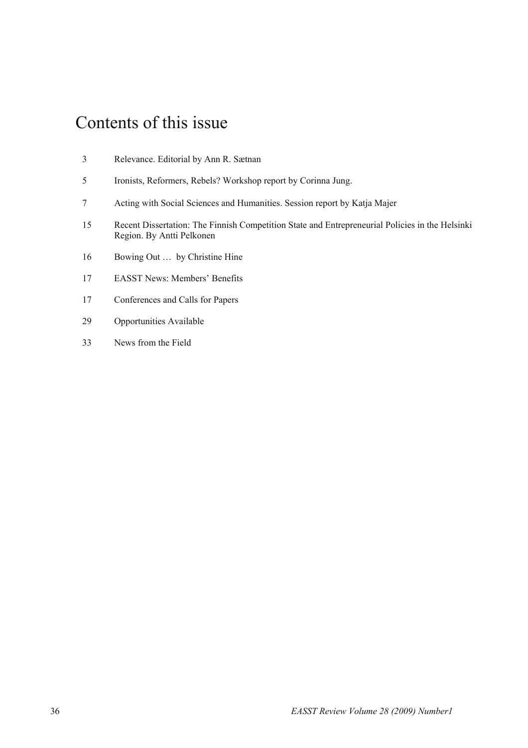# Contents of this issue

| | |
|---|---|
| 3 | Relevance. Editorial by Ann R. Sætnan |
| 5 | Ironists, Reformers, Rebels? Workshop report by Corinna Jung. |
| 7 | Acting with Social Sciences and Humanities. Session report by Katja Majer |
| 15 | Recent Dissertation: The Finnish Competition State and Entrepreneurial Policies in the Helsinki Region. By Antti Pelkonen |
| 16 | Bowing Out … by Christine Hine |
| 17 | EASST News: Members' Benefits |
| 17 | Conferences and Calls for Papers |
| 29 | Opportunities Available |
| 33 | News from the Field |